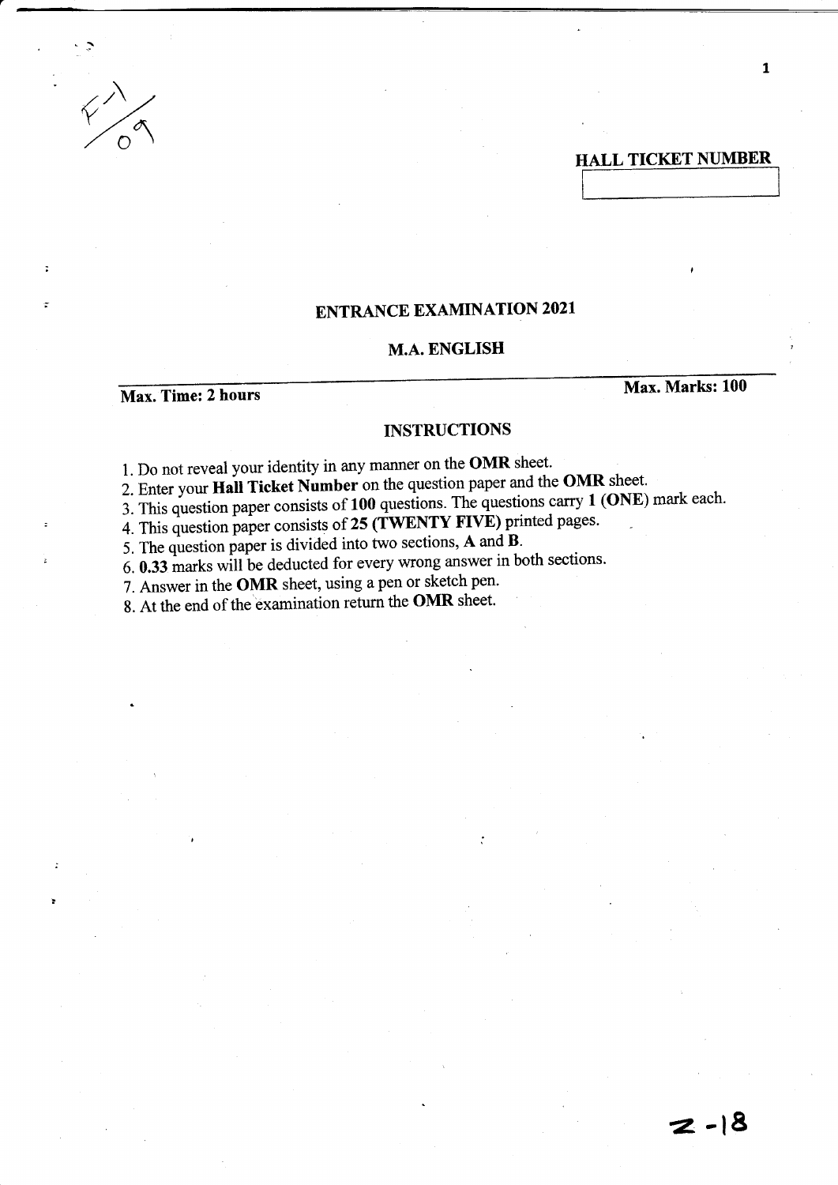**HALL TICKET NUMBER**

| |
|---|
| |

## ENTRANCE EXAMINATION 2021

## M.A. ENGLISH

**Max. Time: 2 hours** **Max. Marks: 100**

### INSTRUCTIONS

1. Do not reveal your identity in any manner on the **OMR** sheet.
2. Enter your **Hall Ticket Number** on the question paper and the **OMR** sheet.
3. This question paper consists of **100** questions. The questions carry **1 (ONE)** mark each.
4. This question paper consists of **25 (TWENTY FIVE)** printed pages.
5. The question paper is divided into two sections, **A** and **B**.
6. **0.33** marks will be deducted for every wrong answer in both sections.
7. Answer in the **OMR** sheet, using a pen or sketch pen.
8. At the end of the examination return the **OMR** sheet.

Z-18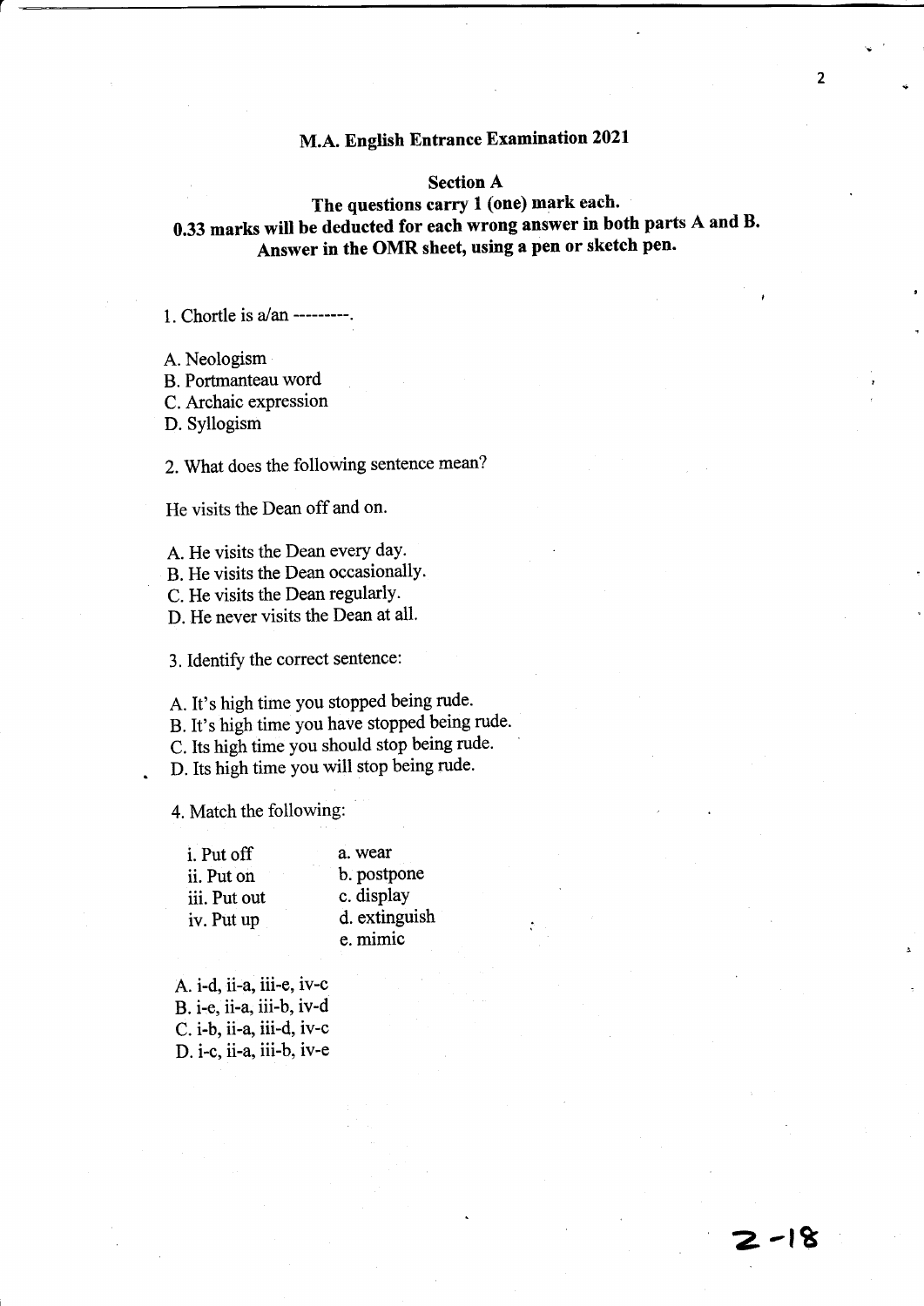# M.A. English Entrance Examination 2021

## Section A

**The questions carry 1 (one) mark each.**

**0.33 marks will be deducted for each wrong answer in both parts A and B.**

**Answer in the OMR sheet, using a pen or sketch pen.**

1. Chortle is a/an ---------.

A. Neologism
B. Portmanteau word
C. Archaic expression
D. Syllogism

2. What does the following sentence mean?

He visits the Dean off and on.

A. He visits the Dean every day.
B. He visits the Dean occasionally.
C. He visits the Dean regularly.
D. He never visits the Dean at all.

3. Identify the correct sentence:

A. It's high time you stopped being rude.
B. It's high time you have stopped being rude.
C. Its high time you should stop being rude.
D. Its high time you will stop being rude.

4. Match the following:

| | |
|---|---|
| i. Put off | a. wear |
| ii. Put on | b. postpone |
| iii. Put out | c. display |
| iv. Put up | d. extinguish |
| | e. mimic |

A. i-d, ii-a, iii-e, iv-c
B. i-e, ii-a, iii-b, iv-d
C. i-b, ii-a, iii-d, iv-c
D. i-c, ii-a, iii-b, iv-e

2-18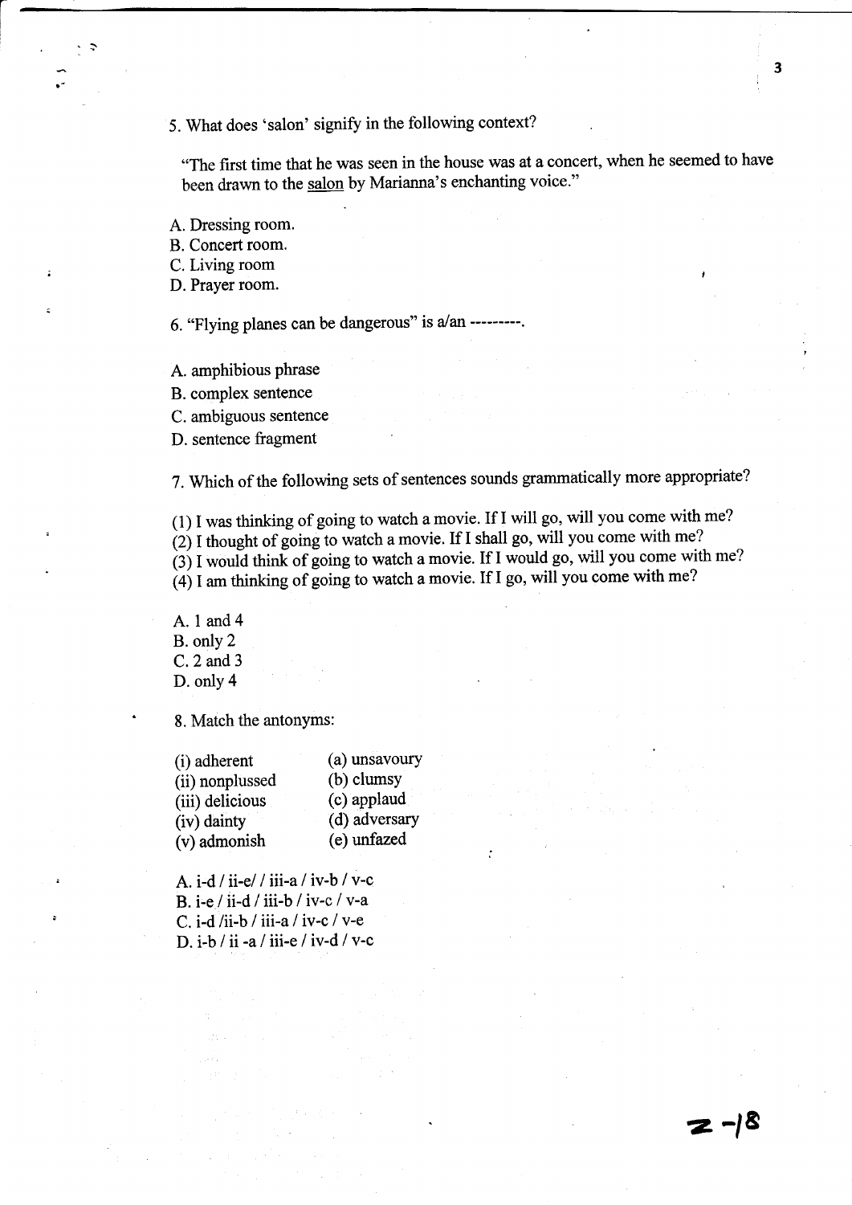5. What does 'salon' signify in the following context?

"The first time that he was seen in the house was at a concert, when he seemed to have been drawn to the salon by Marianna's enchanting voice."

A. Dressing room.
B. Concert room.
C. Living room
D. Prayer room.

6. "Flying planes can be dangerous" is a/an ---------.

A. amphibious phrase
B. complex sentence
C. ambiguous sentence
D. sentence fragment

7. Which of the following sets of sentences sounds grammatically more appropriate?

(1) I was thinking of going to watch a movie. If I will go, will you come with me?
(2) I thought of going to watch a movie. If I shall go, will you come with me?
(3) I would think of going to watch a movie. If I would go, will you come with me?
(4) I am thinking of going to watch a movie. If I go, will you come with me?

A. 1 and 4
B. only 2
C. 2 and 3
D. only 4

8. Match the antonyms:

| | |
|---|---|
| (i) adherent | (a) unsavoury |
| (ii) nonplussed | (b) clumsy |
| (iii) delicious | (c) applaud |
| (iv) dainty | (d) adversary |
| (v) admonish | (e) unfazed |

A. i-d / ii-e/ / iii-a / iv-b / v-c
B. i-e / ii-d / iii-b / iv-c / v-a
C. i-d /ii-b / iii-a / iv-c / v-e
D. i-b / ii -a / iii-e / iv-d / v-c

z -18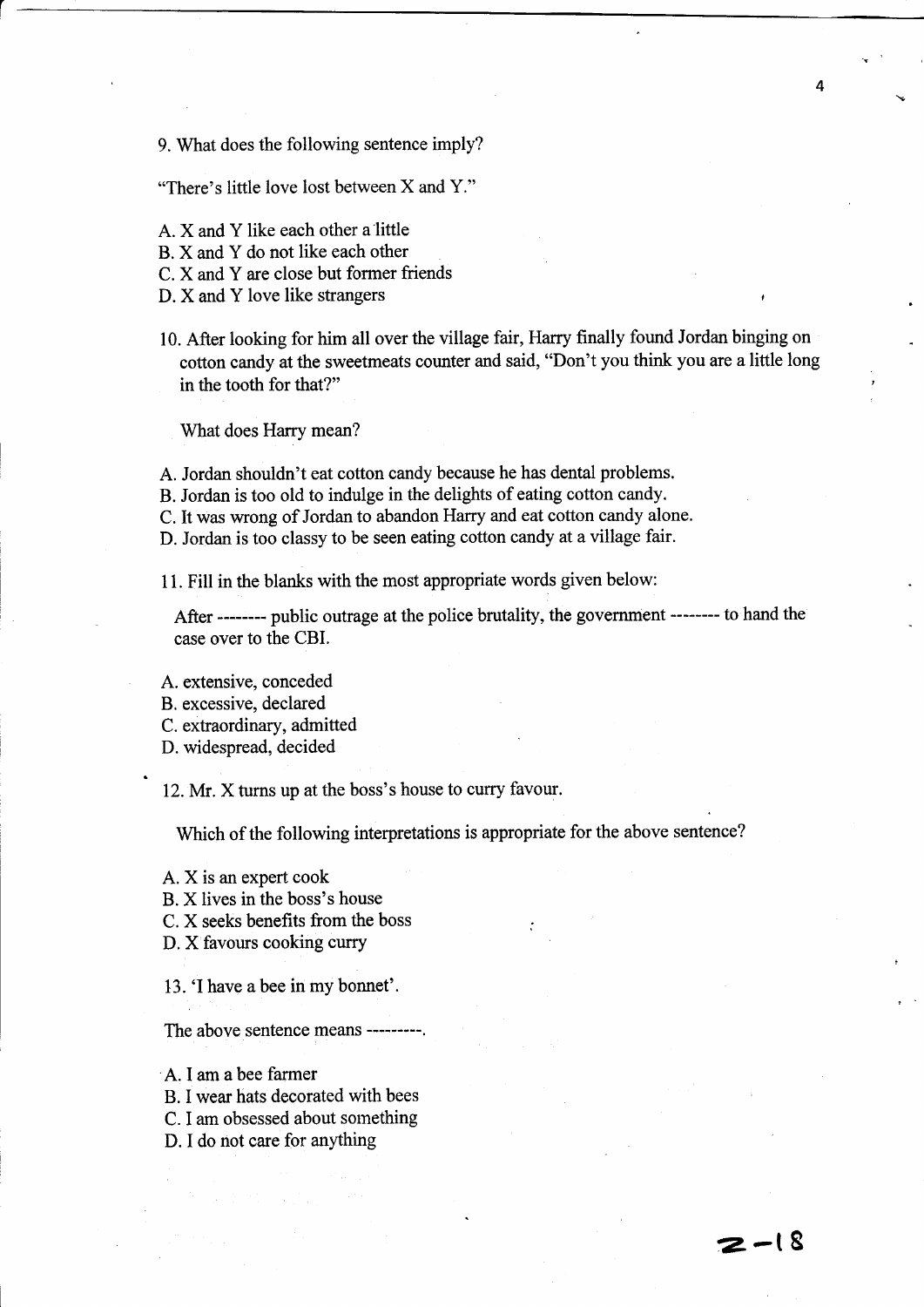9. What does the following sentence imply?

"There's little love lost between X and Y."

A. X and Y like each other a little
B. X and Y do not like each other
C. X and Y are close but former friends
D. X and Y love like strangers

10. After looking for him all over the village fair, Harry finally found Jordan binging on cotton candy at the sweetmeats counter and said, "Don't you think you are a little long in the tooth for that?"

What does Harry mean?

A. Jordan shouldn't eat cotton candy because he has dental problems.
B. Jordan is too old to indulge in the delights of eating cotton candy.
C. It was wrong of Jordan to abandon Harry and eat cotton candy alone.
D. Jordan is too classy to be seen eating cotton candy at a village fair.

11. Fill in the blanks with the most appropriate words given below:

After -------- public outrage at the police brutality, the government -------- to hand the case over to the CBI.

A. extensive, conceded
B. excessive, declared
C. extraordinary, admitted
D. widespread, decided

12. Mr. X turns up at the boss's house to curry favour.

Which of the following interpretations is appropriate for the above sentence?

A. X is an expert cook
B. X lives in the boss's house
C. X seeks benefits from the boss
D. X favours cooking curry

13. 'I have a bee in my bonnet'.

The above sentence means ---------.

A. I am a bee farmer
B. I wear hats decorated with bees
C. I am obsessed about something
D. I do not care for anything

Z-18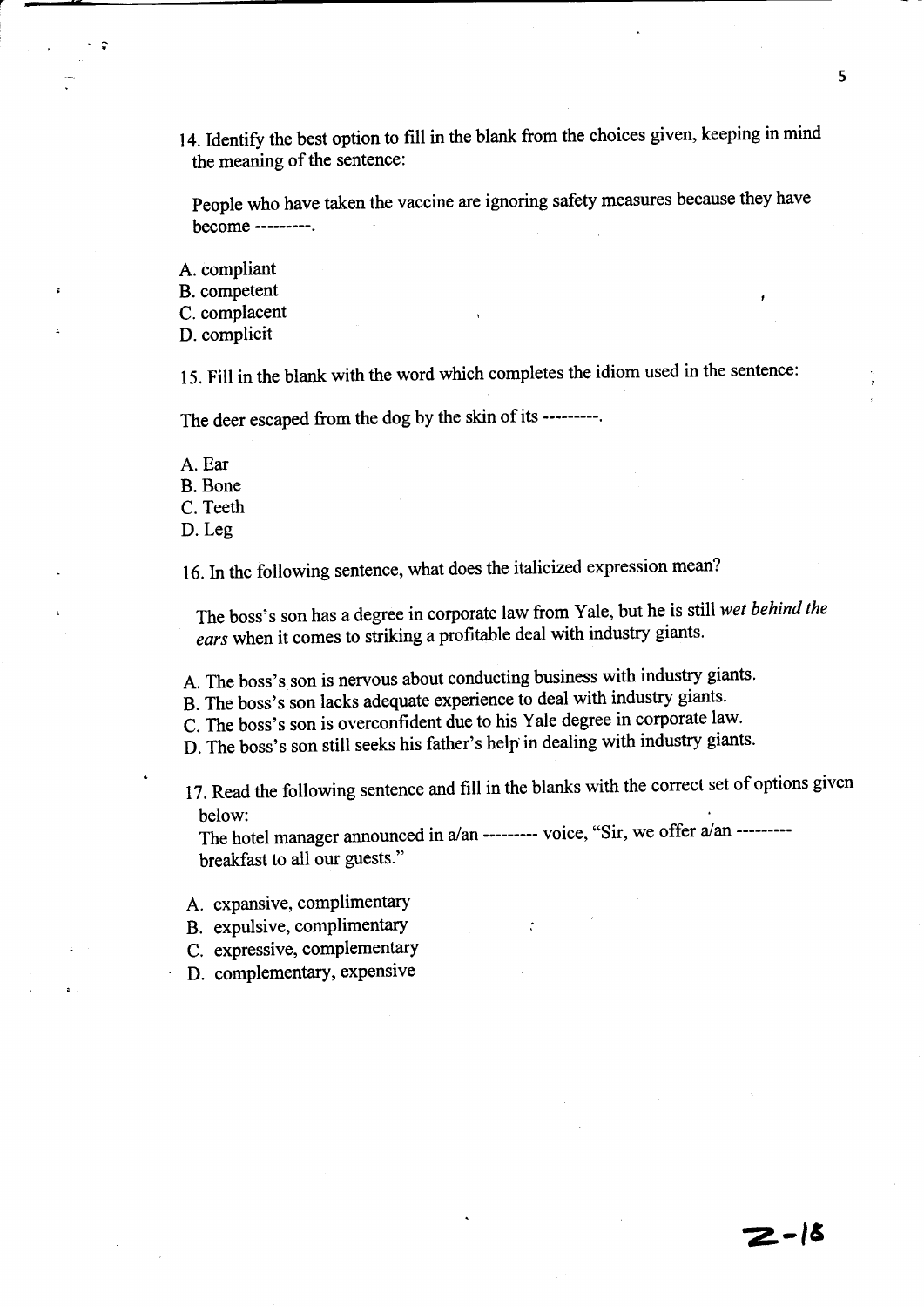14. Identify the best option to fill in the blank from the choices given, keeping in mind the meaning of the sentence:

People who have taken the vaccine are ignoring safety measures because they have become ---------.

A. compliant
B. competent
C. complacent
D. complicit

15. Fill in the blank with the word which completes the idiom used in the sentence:

The deer escaped from the dog by the skin of its ---------.

A. Ear
B. Bone
C. Teeth
D. Leg

16. In the following sentence, what does the italicized expression mean?

The boss's son has a degree in corporate law from Yale, but he is still *wet behind the ears* when it comes to striking a profitable deal with industry giants.

A. The boss's son is nervous about conducting business with industry giants.
B. The boss's son lacks adequate experience to deal with industry giants.
C. The boss's son is overconfident due to his Yale degree in corporate law.
D. The boss's son still seeks his father's help in dealing with industry giants.

17. Read the following sentence and fill in the blanks with the correct set of options given below:
The hotel manager announced in a/an --------- voice, "Sir, we offer a/an --------- breakfast to all our guests."

A. expansive, complimentary
B. expulsive, complimentary
C. expressive, complementary
D. complementary, expensive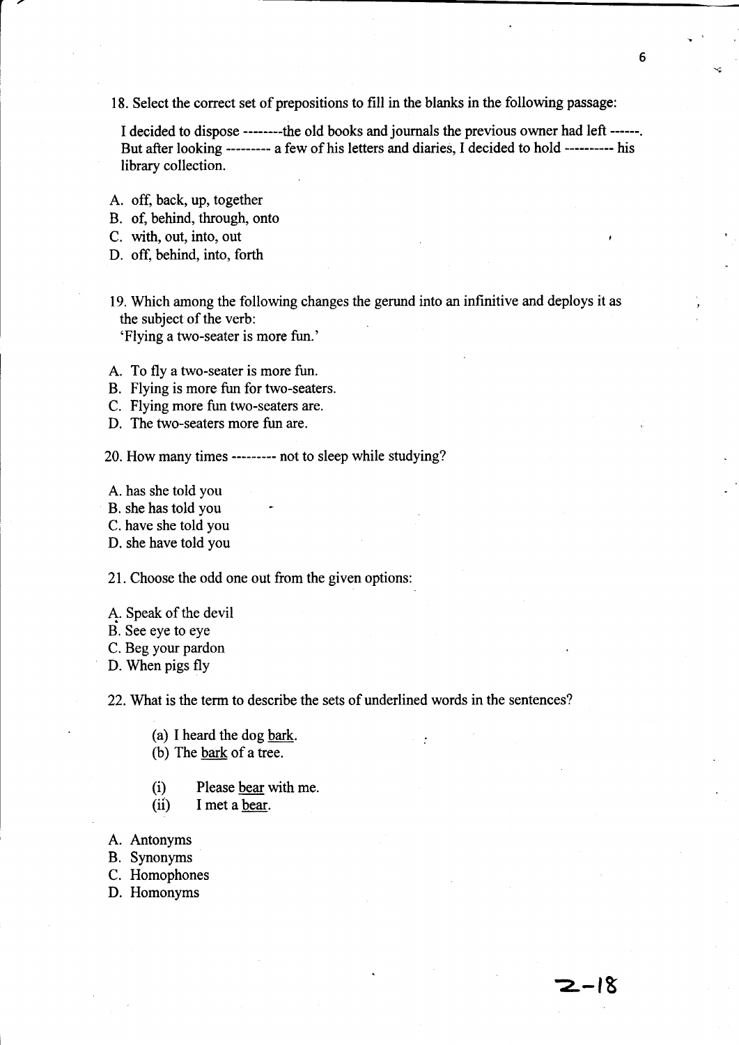18. Select the correct set of prepositions to fill in the blanks in the following passage:

I decided to dispose --------the old books and journals the previous owner had left ------. But after looking --------- a few of his letters and diaries, I decided to hold ---------- his library collection.

A. off, back, up, together
B. of, behind, through, onto
C. with, out, into, out
D. off, behind, into, forth

19. Which among the following changes the gerund into an infinitive and deploys it as the subject of the verb:
'Flying a two-seater is more fun.'

A. To fly a two-seater is more fun.
B. Flying is more fun for two-seaters.
C. Flying more fun two-seaters are.
D. The two-seaters more fun are.

20. How many times --------- not to sleep while studying?

A. has she told you
B. she has told you
C. have she told you
D. she have told you

21. Choose the odd one out from the given options:

A. Speak of the devil
B. See eye to eye
C. Beg your pardon
D. When pigs fly

22. What is the term to describe the sets of underlined words in the sentences?

(a) I heard the dog <u>bark</u>.
(b) The <u>bark</u> of a tree.

(i) Please <u>bear</u> with me.
(ii) I met a <u>bear</u>.

A. Antonyms
B. Synonyms
C. Homophones
D. Homonyms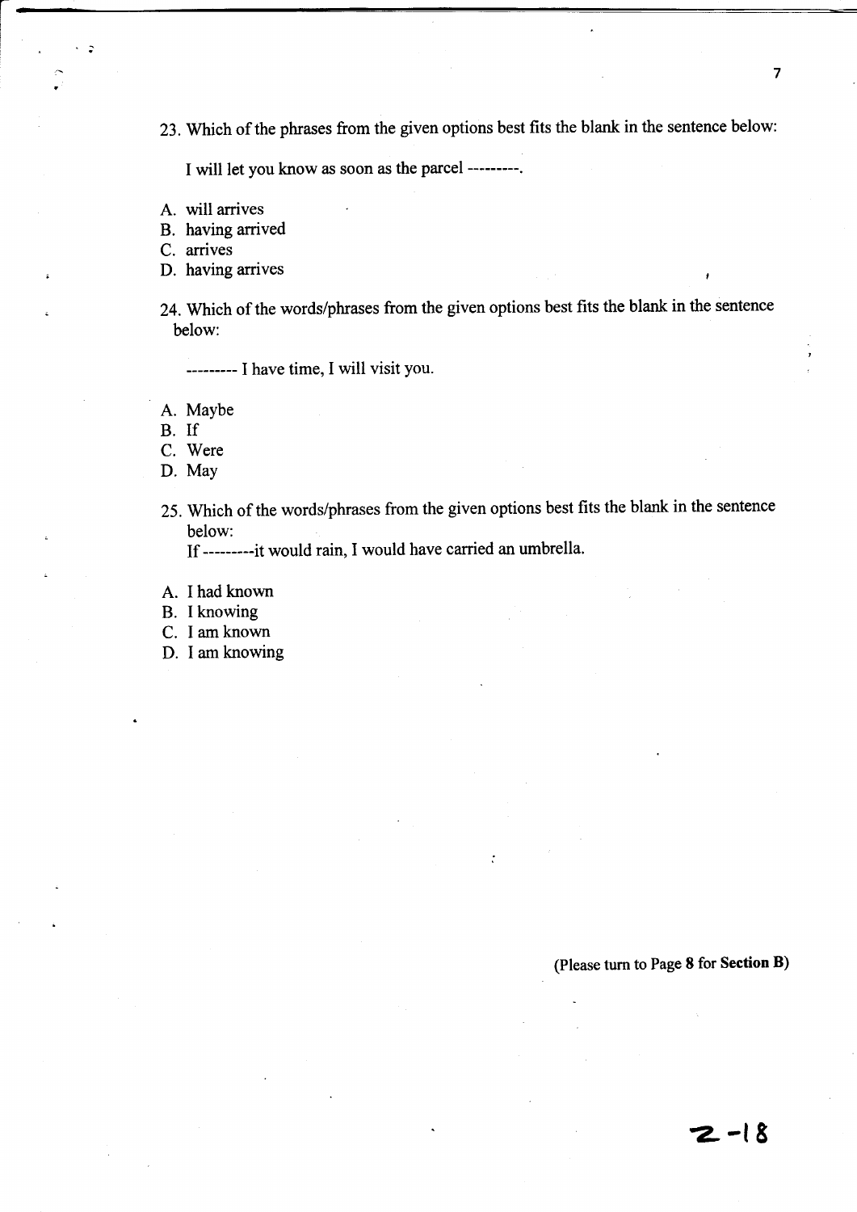23. Which of the phrases from the given options best fits the blank in the sentence below:

    I will let you know as soon as the parcel ---------.

A. will arrives
B. having arrived
C. arrives
D. having arrives

24. Which of the words/phrases from the given options best fits the blank in the sentence below:

    --------- I have time, I will visit you.

A. Maybe
B. If
C. Were
D. May

25. Which of the words/phrases from the given options best fits the blank in the sentence below:

    If ---------it would rain, I would have carried an umbrella.

A. I had known
B. I knowing
C. I am known
D. I am knowing

(Please turn to Page **8** for **Section B**)

2-18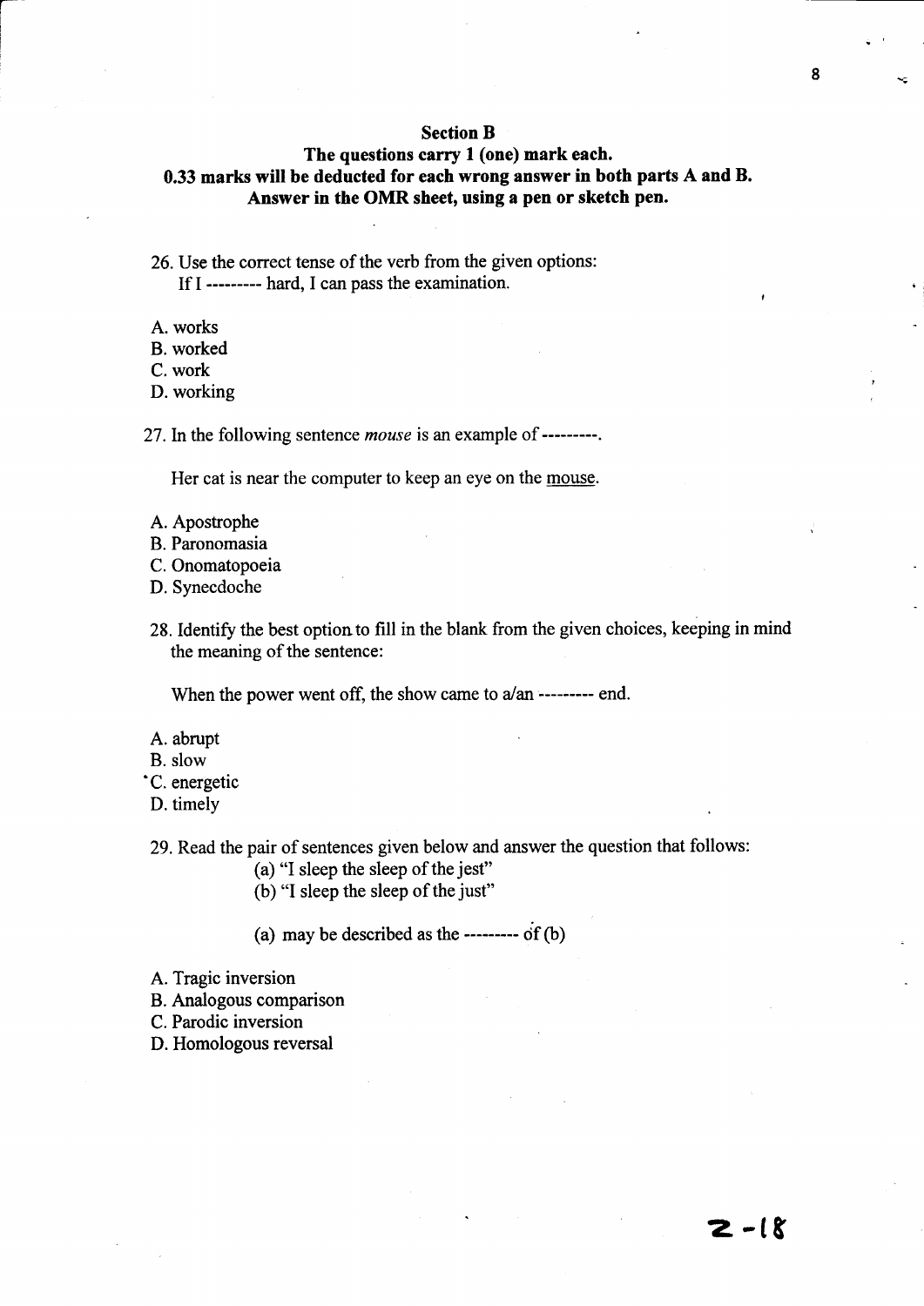**Section B**

**The questions carry 1 (one) mark each.**

**0.33 marks will be deducted for each wrong answer in both parts A and B.**

**Answer in the OMR sheet, using a pen or sketch pen.**

26. Use the correct tense of the verb from the given options:
    If I --------- hard, I can pass the examination.

A. works
B. worked
C. work
D. working

27. In the following sentence *mouse* is an example of ---------.

    Her cat is near the computer to keep an eye on the mouse.

A. Apostrophe
B. Paronomasia
C. Onomatopoeia
D. Synecdoche

28. Identify the best option to fill in the blank from the given choices, keeping in mind the meaning of the sentence:

    When the power went off, the show came to a/an --------- end.

A. abrupt
B. slow
C. energetic
D. timely

29. Read the pair of sentences given below and answer the question that follows:
    (a) "I sleep the sleep of the jest"
    (b) "I sleep the sleep of the just"

    (a) may be described as the --------- of (b)

A. Tragic inversion
B. Analogous comparison
C. Parodic inversion
D. Homologous reversal

2-18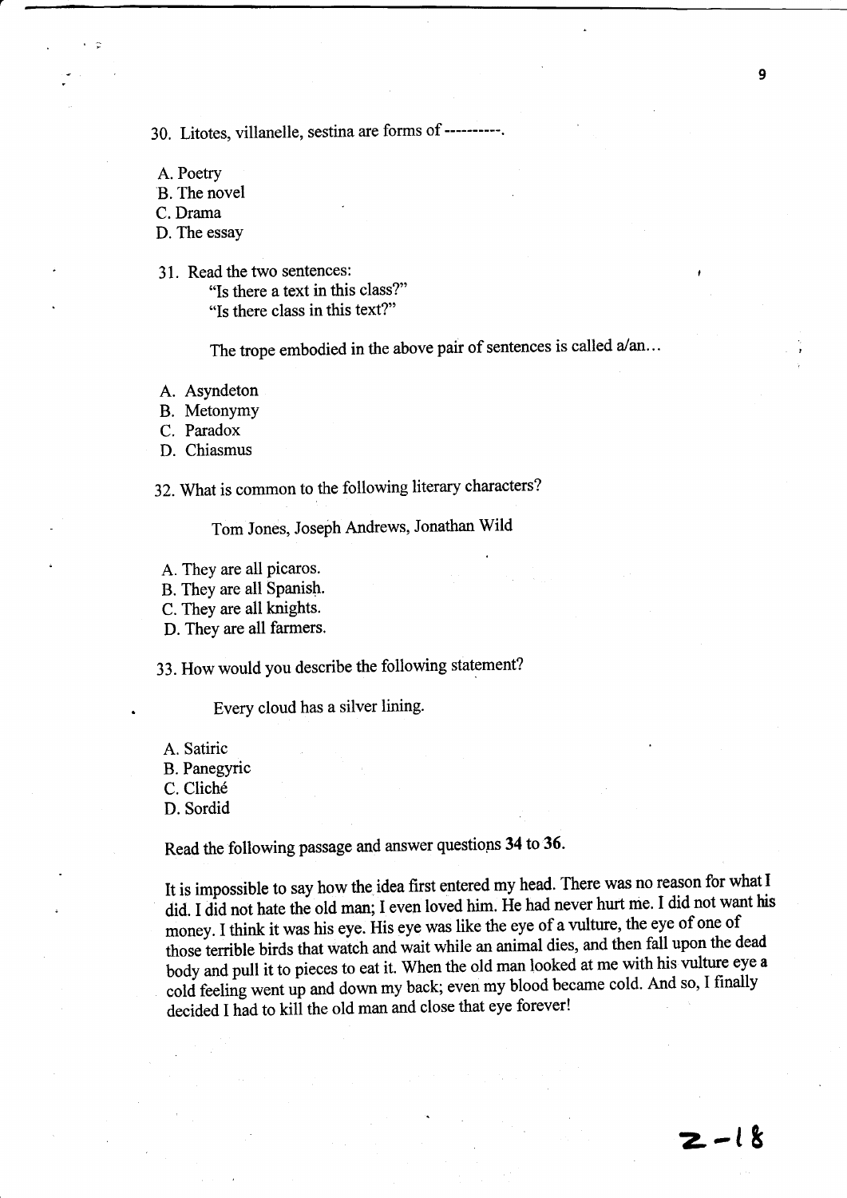30. Litotes, villanelle, sestina are forms of ----------.

A. Poetry
B. The novel
C. Drama
D. The essay

31. Read the two sentences:
"Is there a text in this class?"
"Is there class in this text?"

The trope embodied in the above pair of sentences is called a/an…

A. Asyndeton
B. Metonymy
C. Paradox
D. Chiasmus

32. What is common to the following literary characters?

Tom Jones, Joseph Andrews, Jonathan Wild

A. They are all picaros.
B. They are all Spanish.
C. They are all knights.
D. They are all farmers.

33. How would you describe the following statement?

Every cloud has a silver lining.

A. Satiric
B. Panegyric
C. Cliché
D. Sordid

Read the following passage and answer questions **34** to **36**.

It is impossible to say how the idea first entered my head. There was no reason for what I did. I did not hate the old man; I even loved him. He had never hurt me. I did not want his money. I think it was his eye. His eye was like the eye of a vulture, the eye of one of those terrible birds that watch and wait while an animal dies, and then fall upon the dead body and pull it to pieces to eat it. When the old man looked at me with his vulture eye a cold feeling went up and down my back; even my blood became cold. And so, I finally decided I had to kill the old man and close that eye forever!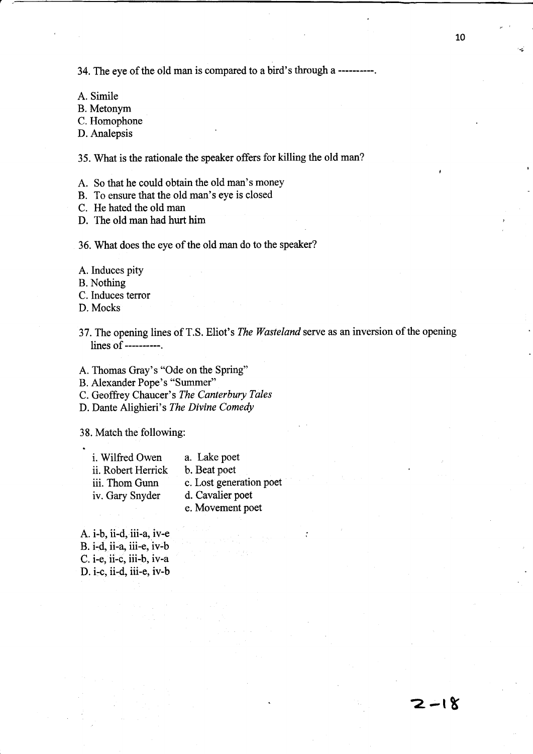34. The eye of the old man is compared to a bird's through a ----------.

A. Simile
B. Metonym
C. Homophone
D. Analepsis

35. What is the rationale the speaker offers for killing the old man?

A. So that he could obtain the old man's money
B. To ensure that the old man's eye is closed
C. He hated the old man
D. The old man had hurt him

36. What does the eye of the old man do to the speaker?

A. Induces pity
B. Nothing
C. Induces terror
D. Mocks

37. The opening lines of T.S. Eliot's *The Wasteland* serve as an inversion of the opening lines of ----------.

A. Thomas Gray's "Ode on the Spring"
B. Alexander Pope's "Summer"
C. Geoffrey Chaucer's *The Canterbury Tales*
D. Dante Alighieri's *The Divine Comedy*

38. Match the following:

| | |
|---|---|
| i. Wilfred Owen | a. Lake poet |
| ii. Robert Herrick | b. Beat poet |
| iii. Thom Gunn | c. Lost generation poet |
| iv. Gary Snyder | d. Cavalier poet |
| | e. Movement poet |

A. i-b, ii-d, iii-a, iv-e
B. i-d, ii-a, iii-e, iv-b
C. i-e, ii-c, iii-b, iv-a
D. i-c, ii-d, iii-e, iv-b

2-18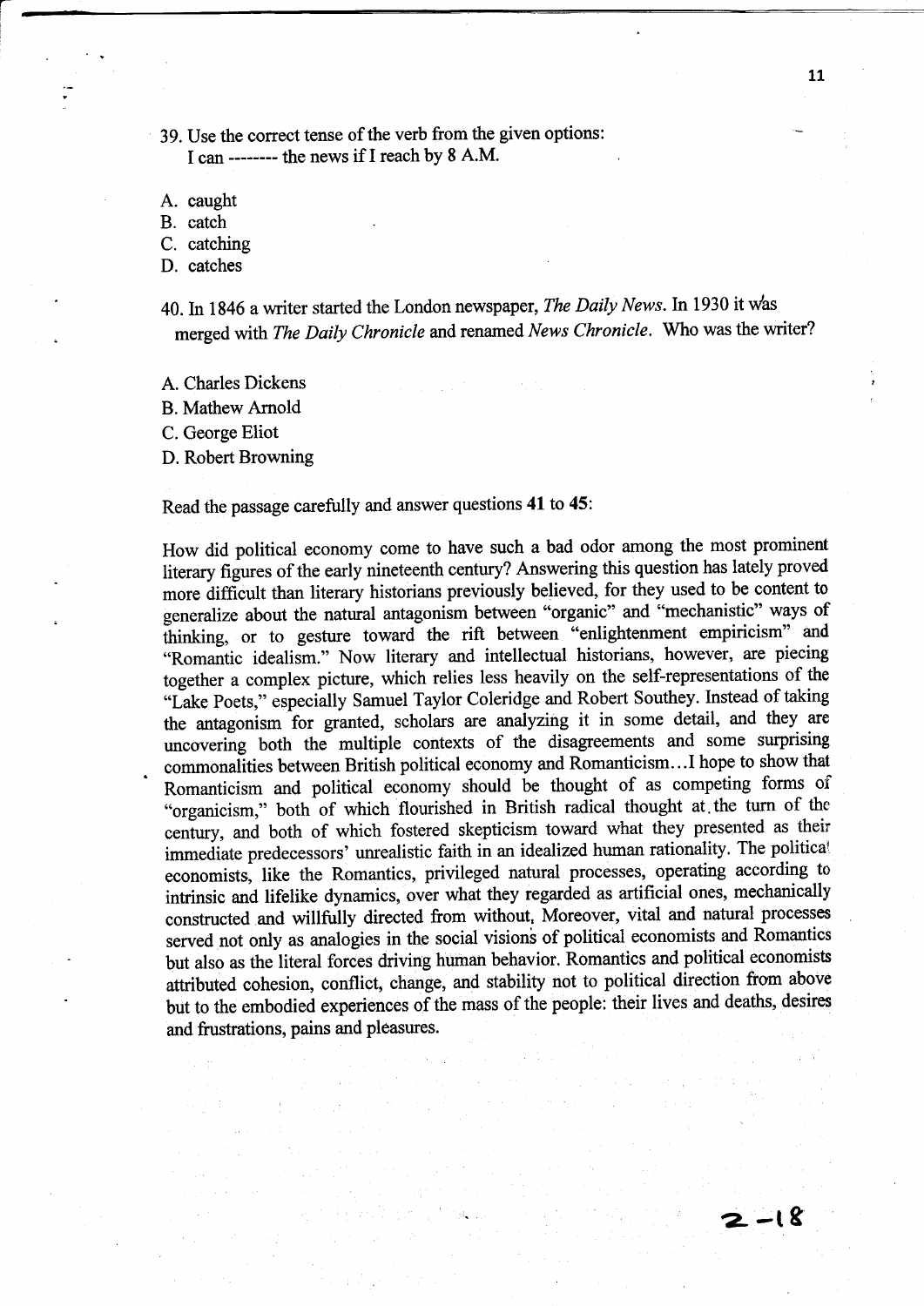39. Use the correct tense of the verb from the given options:
    I can -------- the news if I reach by 8 A.M.

A. caught
B. catch
C. catching
D. catches

40. In 1846 a writer started the London newspaper, *The Daily News*. In 1930 it was merged with *The Daily Chronicle* and renamed *News Chronicle*. Who was the writer?

A. Charles Dickens
B. Mathew Arnold
C. George Eliot
D. Robert Browning

Read the passage carefully and answer questions **41** to **45**:

How did political economy come to have such a bad odor among the most prominent literary figures of the early nineteenth century? Answering this question has lately proved more difficult than literary historians previously believed, for they used to be content to generalize about the natural antagonism between "organic" and "mechanistic" ways of thinking, or to gesture toward the rift between "enlightenment empiricism" and "Romantic idealism." Now literary and intellectual historians, however, are piecing together a complex picture, which relies less heavily on the self-representations of the "Lake Poets," especially Samuel Taylor Coleridge and Robert Southey. Instead of taking the antagonism for granted, scholars are analyzing it in some detail, and they are uncovering both the multiple contexts of the disagreements and some surprising commonalities between British political economy and Romanticism…I hope to show that Romanticism and political economy should be thought of as competing forms of "organicism," both of which flourished in British radical thought at the turn of the century, and both of which fostered skepticism toward what they presented as their immediate predecessors' unrealistic faith in an idealized human rationality. The political economists, like the Romantics, privileged natural processes, operating according to intrinsic and lifelike dynamics, over what they regarded as artificial ones, mechanically constructed and willfully directed from without, Moreover, vital and natural processes served not only as analogies in the social visions of political economists and Romantics but also as the literal forces driving human behavior. Romantics and political economists attributed cohesion, conflict, change, and stability not to political direction from above but to the embodied experiences of the mass of the people: their lives and deaths, desires and frustrations, pains and pleasures.

2-18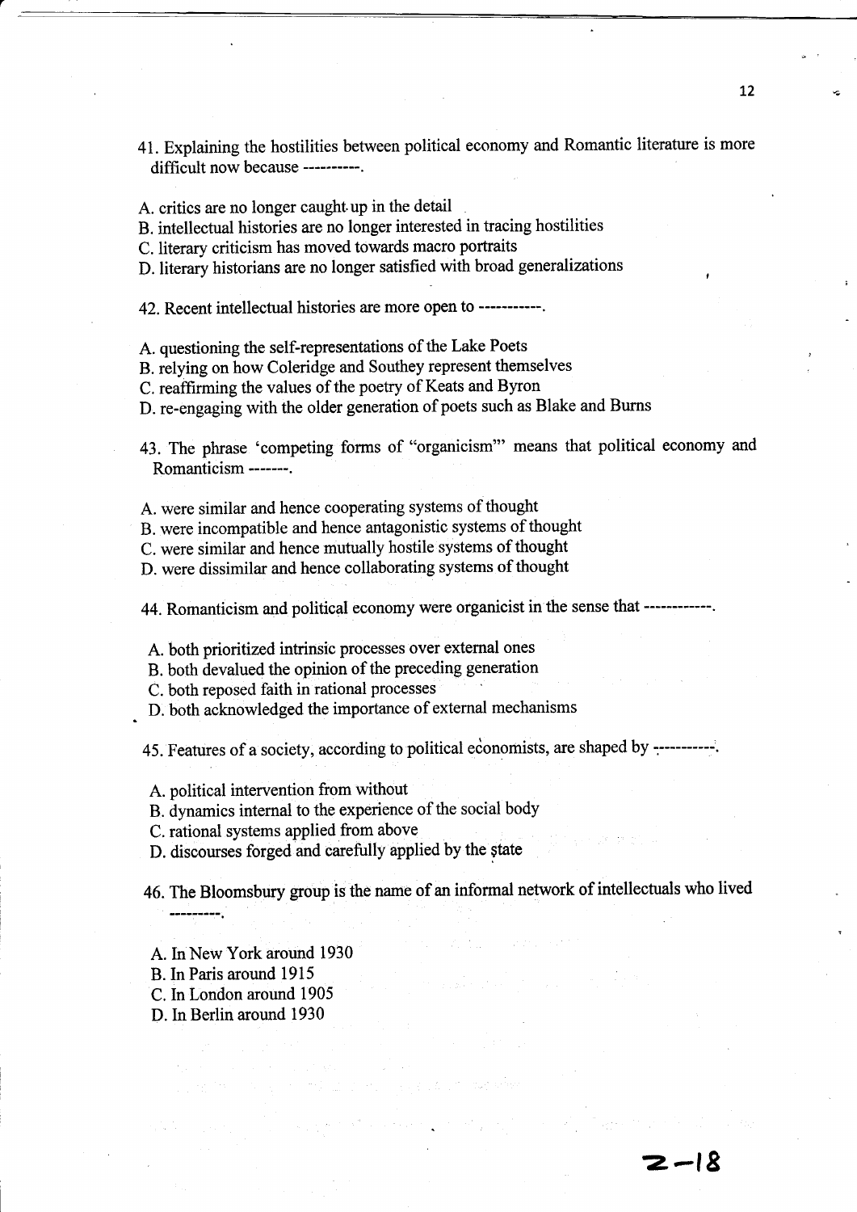41. Explaining the hostilities between political economy and Romantic literature is more difficult now because ----------.

A. critics are no longer caught up in the detail
B. intellectual histories are no longer interested in tracing hostilities
C. literary criticism has moved towards macro portraits
D. literary historians are no longer satisfied with broad generalizations

42. Recent intellectual histories are more open to -----------.

A. questioning the self-representations of the Lake Poets
B. relying on how Coleridge and Southey represent themselves
C. reaffirming the values of the poetry of Keats and Byron
D. re-engaging with the older generation of poets such as Blake and Burns

43. The phrase 'competing forms of "organicism"' means that political economy and Romanticism -------.

A. were similar and hence cooperating systems of thought
B. were incompatible and hence antagonistic systems of thought
C. were similar and hence mutually hostile systems of thought
D. were dissimilar and hence collaborating systems of thought

44. Romanticism and political economy were organicist in the sense that ------------.

A. both prioritized intrinsic processes over external ones
B. both devalued the opinion of the preceding generation
C. both reposed faith in rational processes
D. both acknowledged the importance of external mechanisms

45. Features of a society, according to political economists, are shaped by -----------.

A. political intervention from without
B. dynamics internal to the experience of the social body
C. rational systems applied from above
D. discourses forged and carefully applied by the state

46. The Bloomsbury group is the name of an informal network of intellectuals who lived ---------.

A. In New York around 1930
B. In Paris around 1915
C. In London around 1905
D. In Berlin around 1930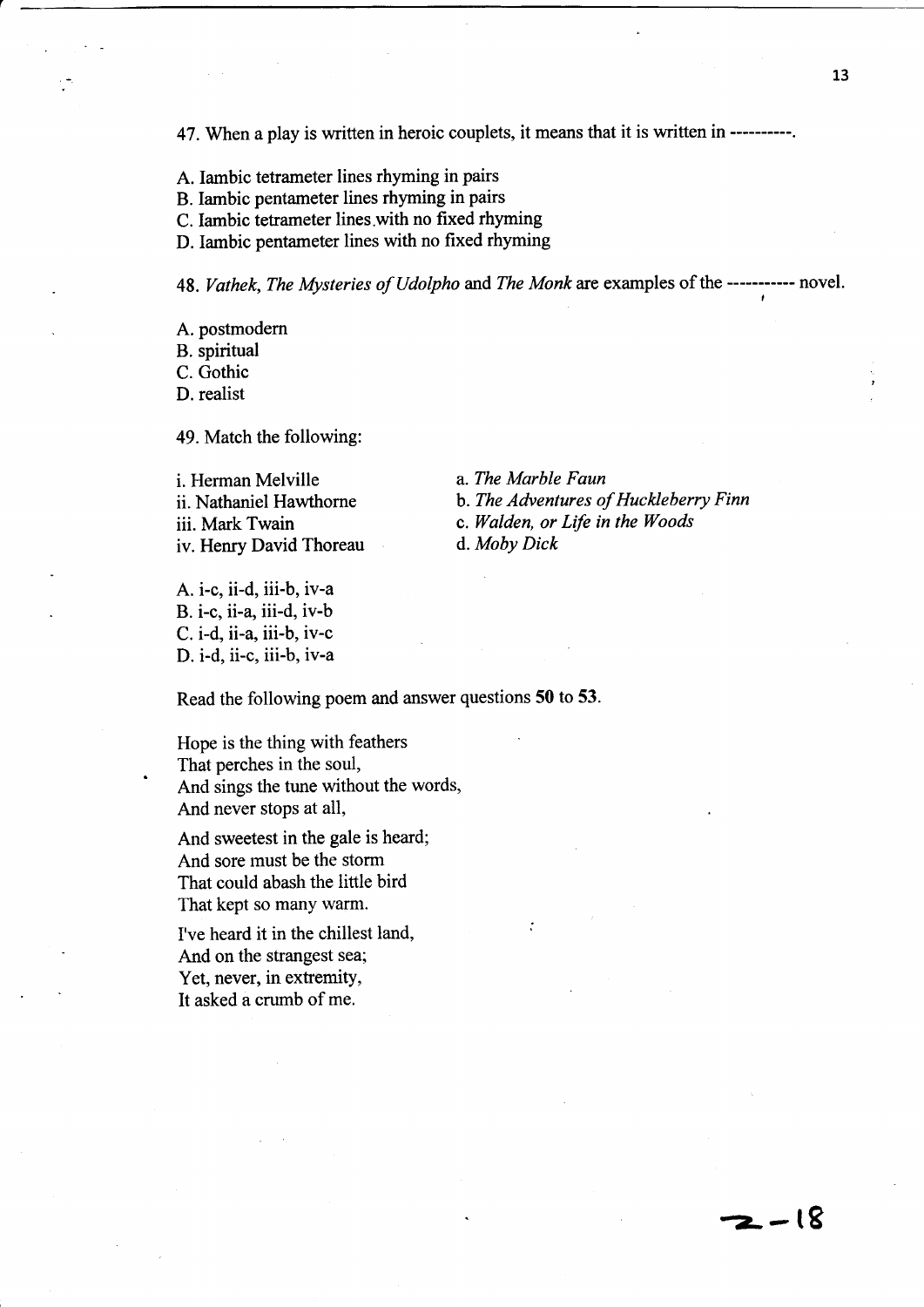47. When a play is written in heroic couplets, it means that it is written in ----------.

A. Iambic tetrameter lines rhyming in pairs
B. Iambic pentameter lines rhyming in pairs
C. Iambic tetrameter lines with no fixed rhyming
D. Iambic pentameter lines with no fixed rhyming

48. *Vathek*, *The Mysteries of Udolpho* and *The Monk* are examples of the ----------- novel.

A. postmodern
B. spiritual
C. Gothic
D. realist

49. Match the following:

i. Herman Melville
ii. Nathaniel Hawthorne
iii. Mark Twain
iv. Henry David Thoreau

a. *The Marble Faun*
b. *The Adventures of Huckleberry Finn*
c. *Walden, or Life in the Woods*
d. *Moby Dick*

A. i-c, ii-d, iii-b, iv-a
B. i-c, ii-a, iii-d, iv-b
C. i-d, ii-a, iii-b, iv-c
D. i-d, ii-c, iii-b, iv-a

Read the following poem and answer questions **50** to **53**.

Hope is the thing with feathers
That perches in the soul,
And sings the tune without the words,
And never stops at all,

And sweetest in the gale is heard;
And sore must be the storm
That could abash the little bird
That kept so many warm.

I've heard it in the chillest land,
And on the strangest sea;
Yet, never, in extremity,
It asked a crumb of me.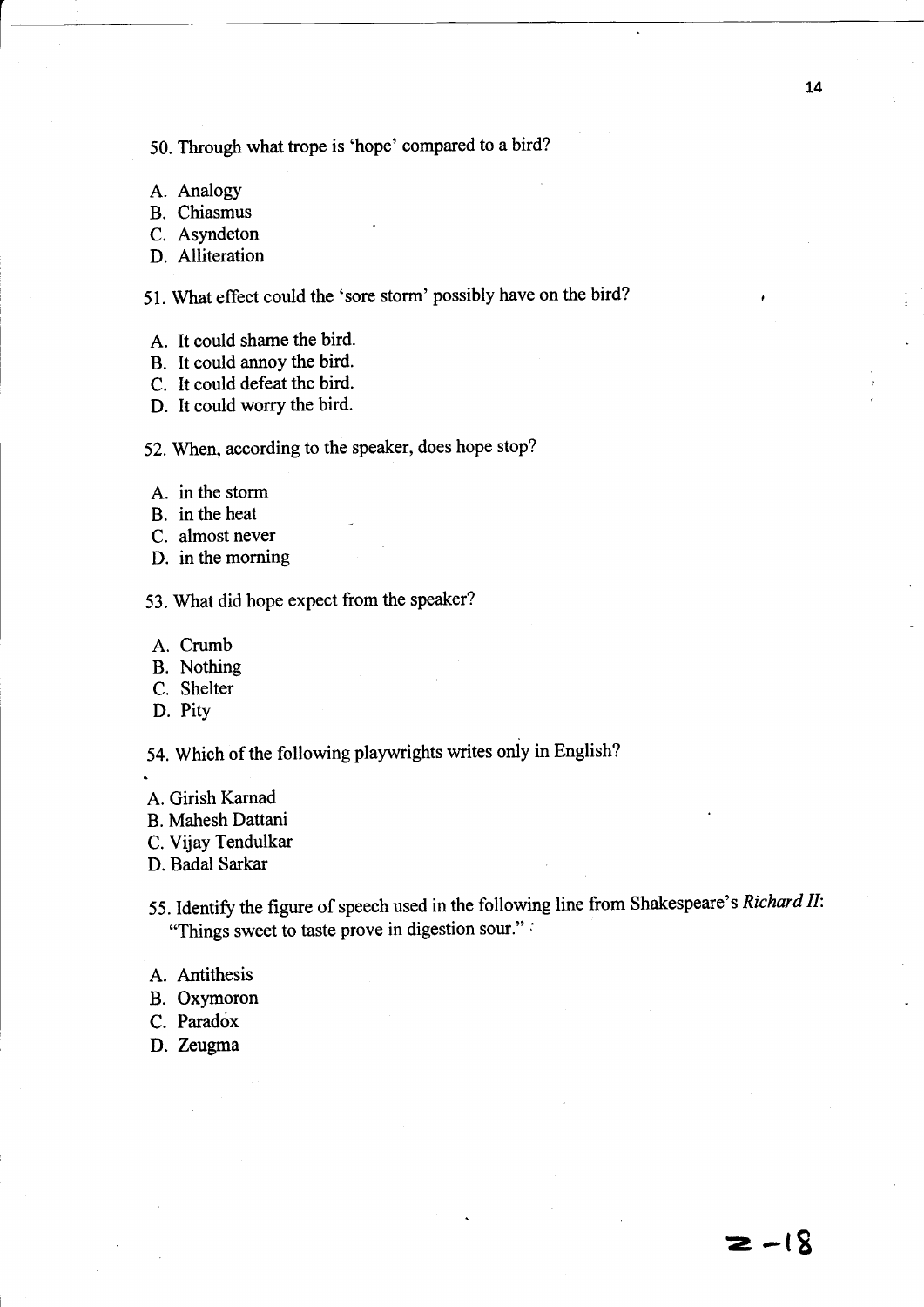50. Through what trope is 'hope' compared to a bird?

A. Analogy
B. Chiasmus
C. Asyndeton
D. Alliteration

51. What effect could the 'sore storm' possibly have on the bird?

A. It could shame the bird.
B. It could annoy the bird.
C. It could defeat the bird.
D. It could worry the bird.

52. When, according to the speaker, does hope stop?

A. in the storm
B. in the heat
C. almost never
D. in the morning

53. What did hope expect from the speaker?

A. Crumb
B. Nothing
C. Shelter
D. Pity

54. Which of the following playwrights writes only in English?

A. Girish Karnad
B. Mahesh Dattani
C. Vijay Tendulkar
D. Badal Sarkar

55. Identify the figure of speech used in the following line from Shakespeare's *Richard II*: "Things sweet to taste prove in digestion sour."

A. Antithesis
B. Oxymoron
C. Paradox
D. Zeugma

Z-18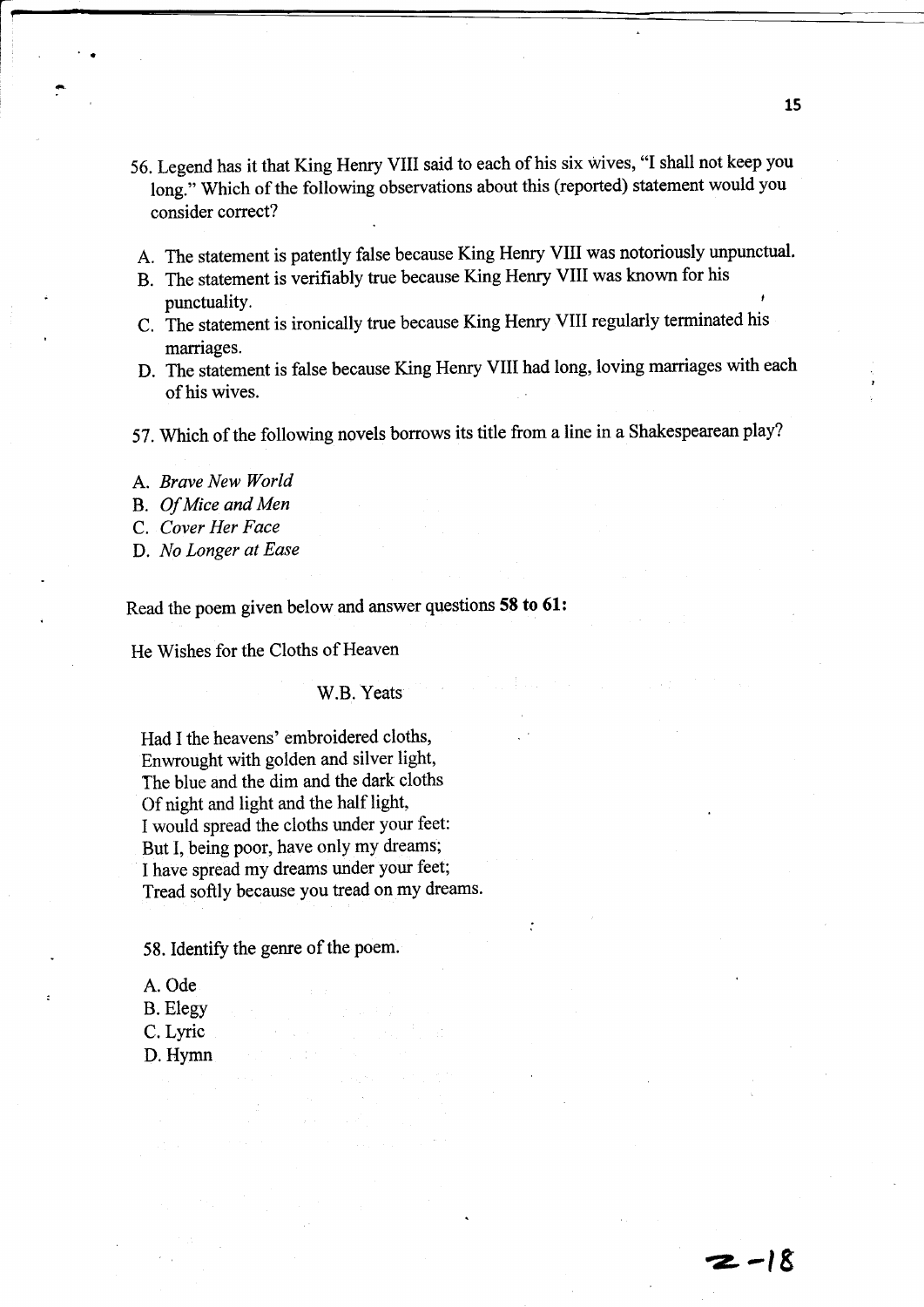56. Legend has it that King Henry VIII said to each of his six wives, "I shall not keep you long." Which of the following observations about this (reported) statement would you consider correct?

A. The statement is patently false because King Henry VIII was notoriously unpunctual.
B. The statement is verifiably true because King Henry VIII was known for his punctuality.
C. The statement is ironically true because King Henry VIII regularly terminated his marriages.
D. The statement is false because King Henry VIII had long, loving marriages with each of his wives.

57. Which of the following novels borrows its title from a line in a Shakespearean play?

A. *Brave New World*
B. *Of Mice and Men*
C. *Cover Her Face*
D. *No Longer at Ease*

Read the poem given below and answer questions **58 to 61:**

He Wishes for the Cloths of Heaven

W.B. Yeats

Had I the heavens' embroidered cloths,
Enwrought with golden and silver light,
The blue and the dim and the dark cloths
Of night and light and the half light,
I would spread the cloths under your feet:
But I, being poor, have only my dreams;
I have spread my dreams under your feet;
Tread softly because you tread on my dreams.

58. Identify the genre of the poem.

A. Ode
B. Elegy
C. Lyric
D. Hymn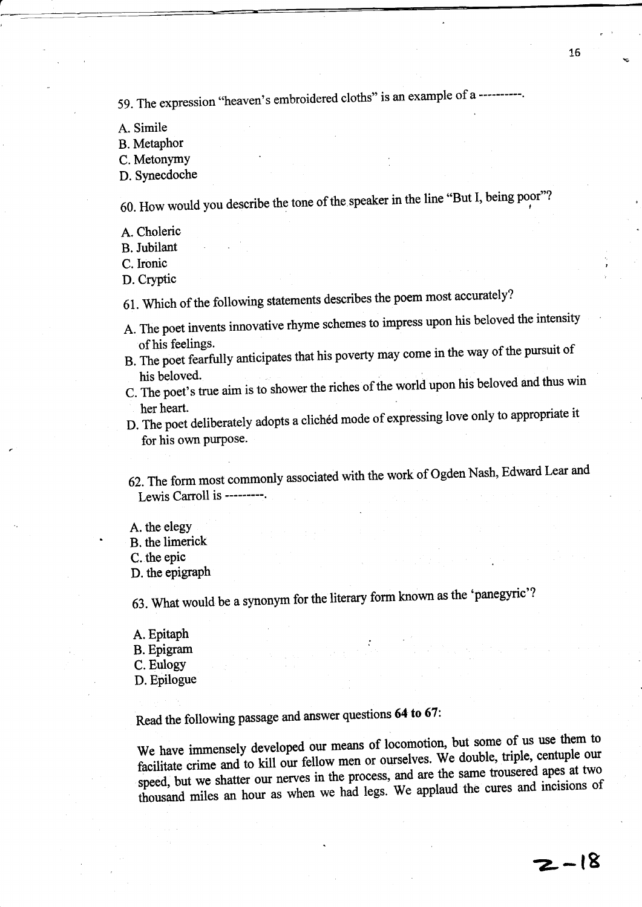59. The expression "heaven's embroidered cloths" is an example of a ----------.

A. Simile
B. Metaphor
C. Metonymy
D. Synecdoche

60. How would you describe the tone of the speaker in the line "But I, being poor"?

A. Choleric
B. Jubilant
C. Ironic
D. Cryptic

61. Which of the following statements describes the poem most accurately?

A. The poet invents innovative rhyme schemes to impress upon his beloved the intensity of his feelings.
B. The poet fearfully anticipates that his poverty may come in the way of the pursuit of his beloved.
C. The poet's true aim is to shower the riches of the world upon his beloved and thus win her heart.
D. The poet deliberately adopts a clichéd mode of expressing love only to appropriate it for his own purpose.

62. The form most commonly associated with the work of Ogden Nash, Edward Lear and Lewis Carroll is ---------.

A. the elegy
B. the limerick
C. the epic
D. the epigraph

63. What would be a synonym for the literary form known as the 'panegyric'?

A. Epitaph
B. Epigram
C. Eulogy
D. Epilogue

Read the following passage and answer questions **64 to 67**:

We have immensely developed our means of locomotion, but some of us use them to facilitate crime and to kill our fellow men or ourselves. We double, triple, centuple our speed, but we shatter our nerves in the process, and are the same trousered apes at two thousand miles an hour as when we had legs. We applaud the cures and incisions of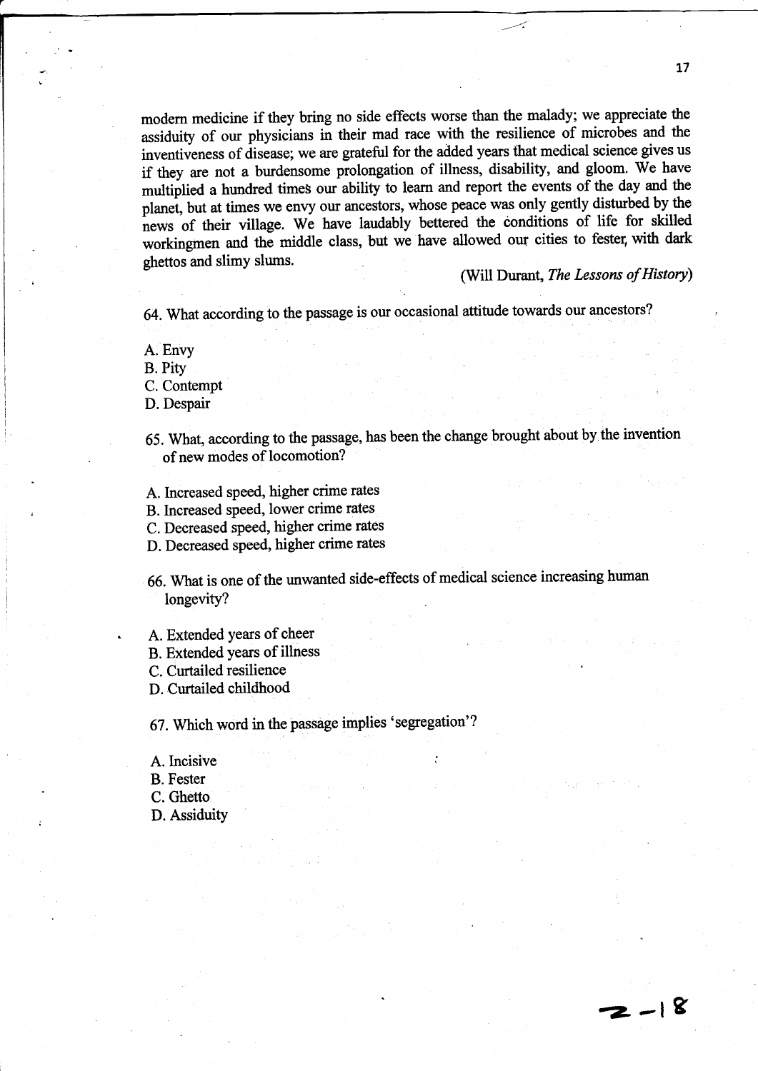modern medicine if they bring no side effects worse than the malady; we appreciate the assiduity of our physicians in their mad race with the resilience of microbes and the inventiveness of disease; we are grateful for the added years that medical science gives us if they are not a burdensome prolongation of illness, disability, and gloom. We have multiplied a hundred times our ability to learn and report the events of the day and the planet, but at times we envy our ancestors, whose peace was only gently disturbed by the news of their village. We have laudably bettered the conditions of life for skilled workingmen and the middle class, but we have allowed our cities to fester, with dark ghettos and slimy slums.

(Will Durant, *The Lessons of History*)

64. What according to the passage is our occasional attitude towards our ancestors?

A. Envy
B. Pity
C. Contempt
D. Despair

65. What, according to the passage, has been the change brought about by the invention of new modes of locomotion?

A. Increased speed, higher crime rates
B. Increased speed, lower crime rates
C. Decreased speed, higher crime rates
D. Decreased speed, higher crime rates

66. What is one of the unwanted side-effects of medical science increasing human longevity?

A. Extended years of cheer
B. Extended years of illness
C. Curtailed resilience
D. Curtailed childhood

67. Which word in the passage implies 'segregation'?

A. Incisive
B. Fester
C. Ghetto
D. Assiduity

2-18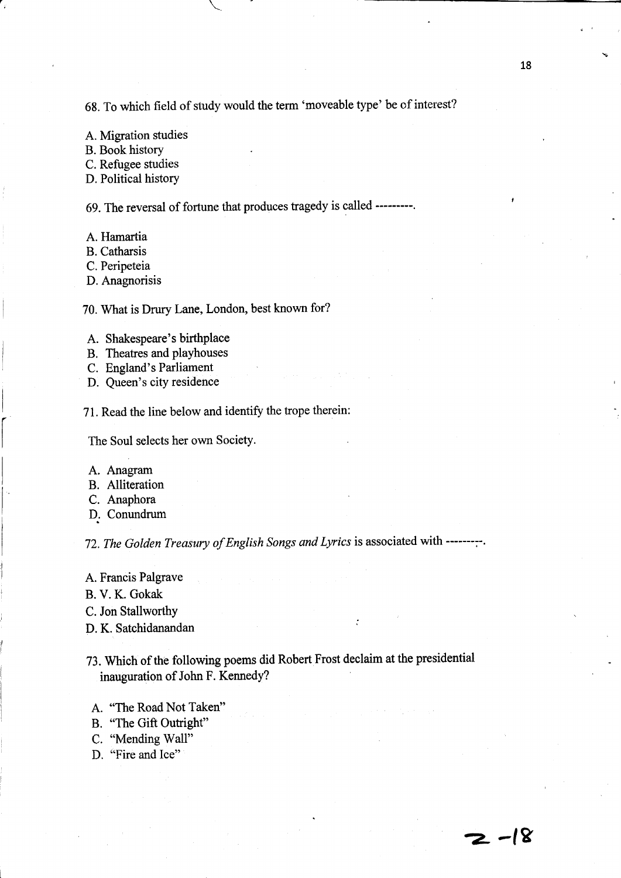68. To which field of study would the term 'moveable type' be of interest?

A. Migration studies
B. Book history
C. Refugee studies
D. Political history

69. The reversal of fortune that produces tragedy is called ---------.

A. Hamartia
B. Catharsis
C. Peripeteia
D. Anagnorisis

70. What is Drury Lane, London, best known for?

A. Shakespeare's birthplace
B. Theatres and playhouses
C. England's Parliament
D. Queen's city residence

71. Read the line below and identify the trope therein:

The Soul selects her own Society.

A. Anagram
B. Alliteration
C. Anaphora
D. Conundrum

72. *The Golden Treasury of English Songs and Lyrics* is associated with ---------.

A. Francis Palgrave
B. V. K. Gokak
C. Jon Stallworthy
D. K. Satchidanandan

73. Which of the following poems did Robert Frost declaim at the presidential inauguration of John F. Kennedy?

A. "The Road Not Taken"
B. "The Gift Outright"
C. "Mending Wall"
D. "Fire and Ice"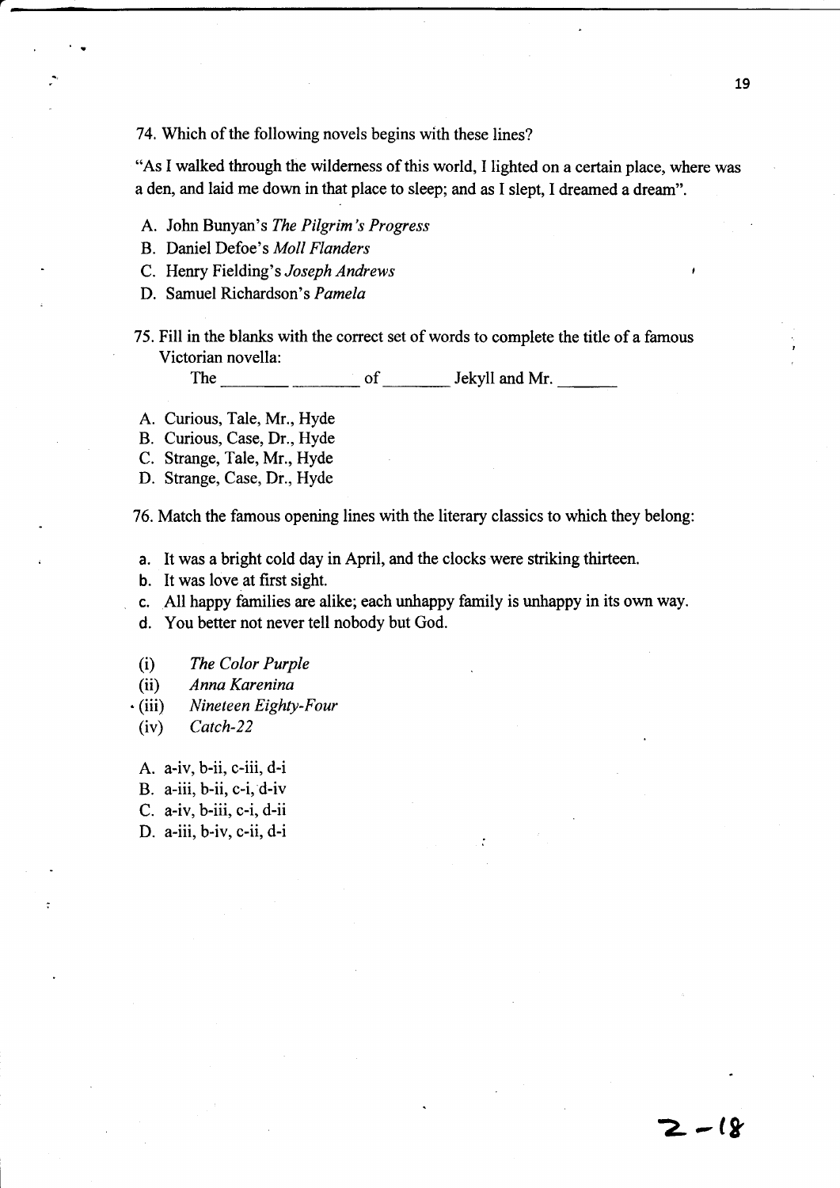74. Which of the following novels begins with these lines?

"As I walked through the wilderness of this world, I lighted on a certain place, where was a den, and laid me down in that place to sleep; and as I slept, I dreamed a dream".

A. John Bunyan's *The Pilgrim's Progress*
B. Daniel Defoe's *Moll Flanders*
C. Henry Fielding's *Joseph Andrews*
D. Samuel Richardson's *Pamela*

75. Fill in the blanks with the correct set of words to complete the title of a famous Victorian novella:

The ________ ________ of ________ Jekyll and Mr. _______

A. Curious, Tale, Mr., Hyde
B. Curious, Case, Dr., Hyde
C. Strange, Tale, Mr., Hyde
D. Strange, Case, Dr., Hyde

76. Match the famous opening lines with the literary classics to which they belong:

a. It was a bright cold day in April, and the clocks were striking thirteen.
b. It was love at first sight.
c. All happy families are alike; each unhappy family is unhappy in its own way.
d. You better not never tell nobody but God.

(i) *The Color Purple*
(ii) *Anna Karenina*
(iii) *Nineteen Eighty-Four*
(iv) *Catch-22*

A. a-iv, b-ii, c-iii, d-i
B. a-iii, b-ii, c-i, d-iv
C. a-iv, b-iii, c-i, d-ii
D. a-iii, b-iv, c-ii, d-i

2-18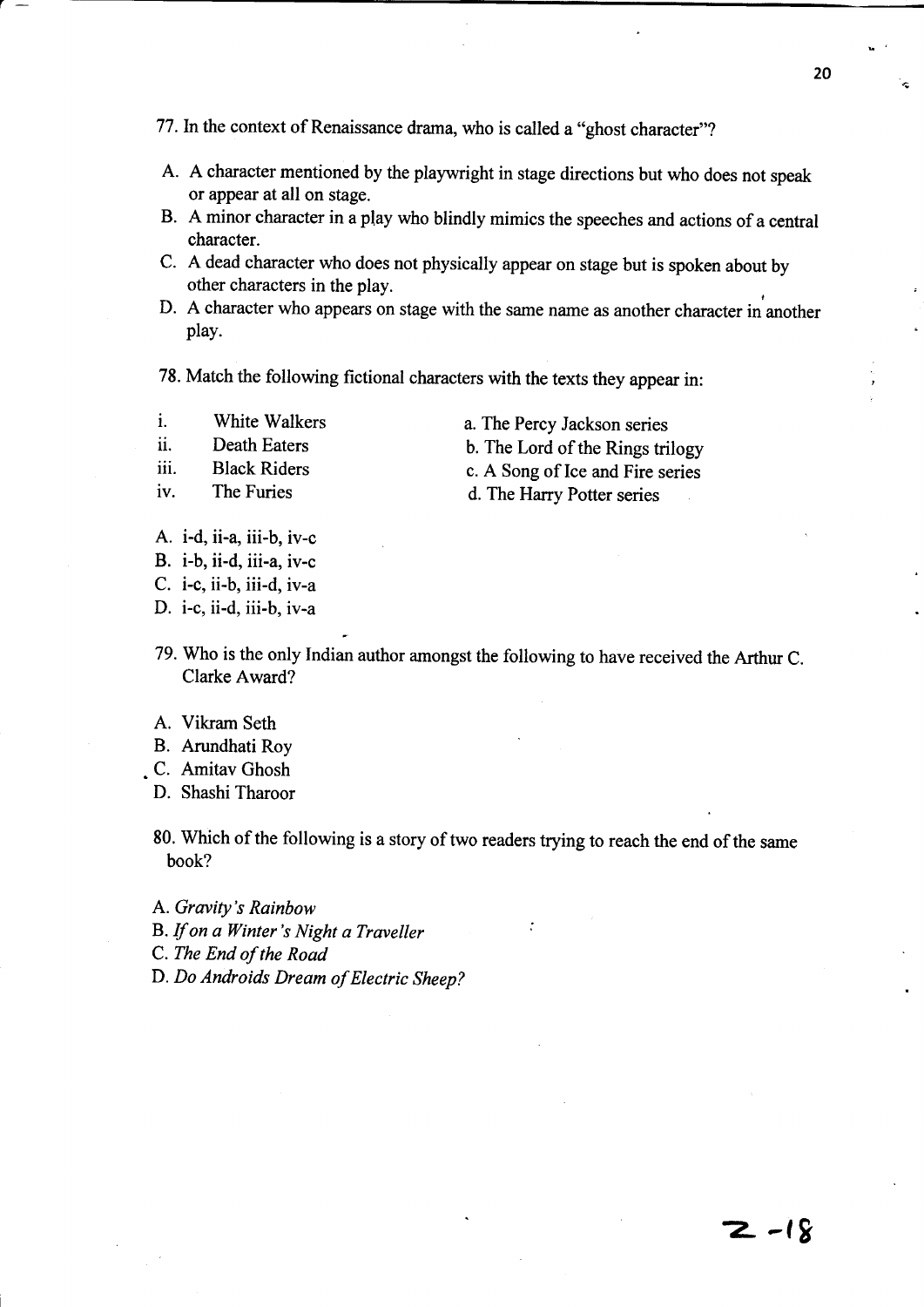77. In the context of Renaissance drama, who is called a "ghost character"?

A. A character mentioned by the playwright in stage directions but who does not speak or appear at all on stage.
B. A minor character in a play who blindly mimics the speeches and actions of a central character.
C. A dead character who does not physically appear on stage but is spoken about by other characters in the play.
D. A character who appears on stage with the same name as another character in another play.

78. Match the following fictional characters with the texts they appear in:

| | | |
|---|---|---|
| i. | White Walkers | a. The Percy Jackson series |
| ii. | Death Eaters | b. The Lord of the Rings trilogy |
| iii. | Black Riders | c. A Song of Ice and Fire series |
| iv. | The Furies | d. The Harry Potter series |

A. i-d, ii-a, iii-b, iv-c
B. i-b, ii-d, iii-a, iv-c
C. i-c, ii-b, iii-d, iv-a
D. i-c, ii-d, iii-b, iv-a

79. Who is the only Indian author amongst the following to have received the Arthur C. Clarke Award?

A. Vikram Seth
B. Arundhati Roy
C. Amitav Ghosh
D. Shashi Tharoor

80. Which of the following is a story of two readers trying to reach the end of the same book?

A. *Gravity's Rainbow*
B. *If on a Winter's Night a Traveller*
C. *The End of the Road*
D. *Do Androids Dream of Electric Sheep?*

Z-18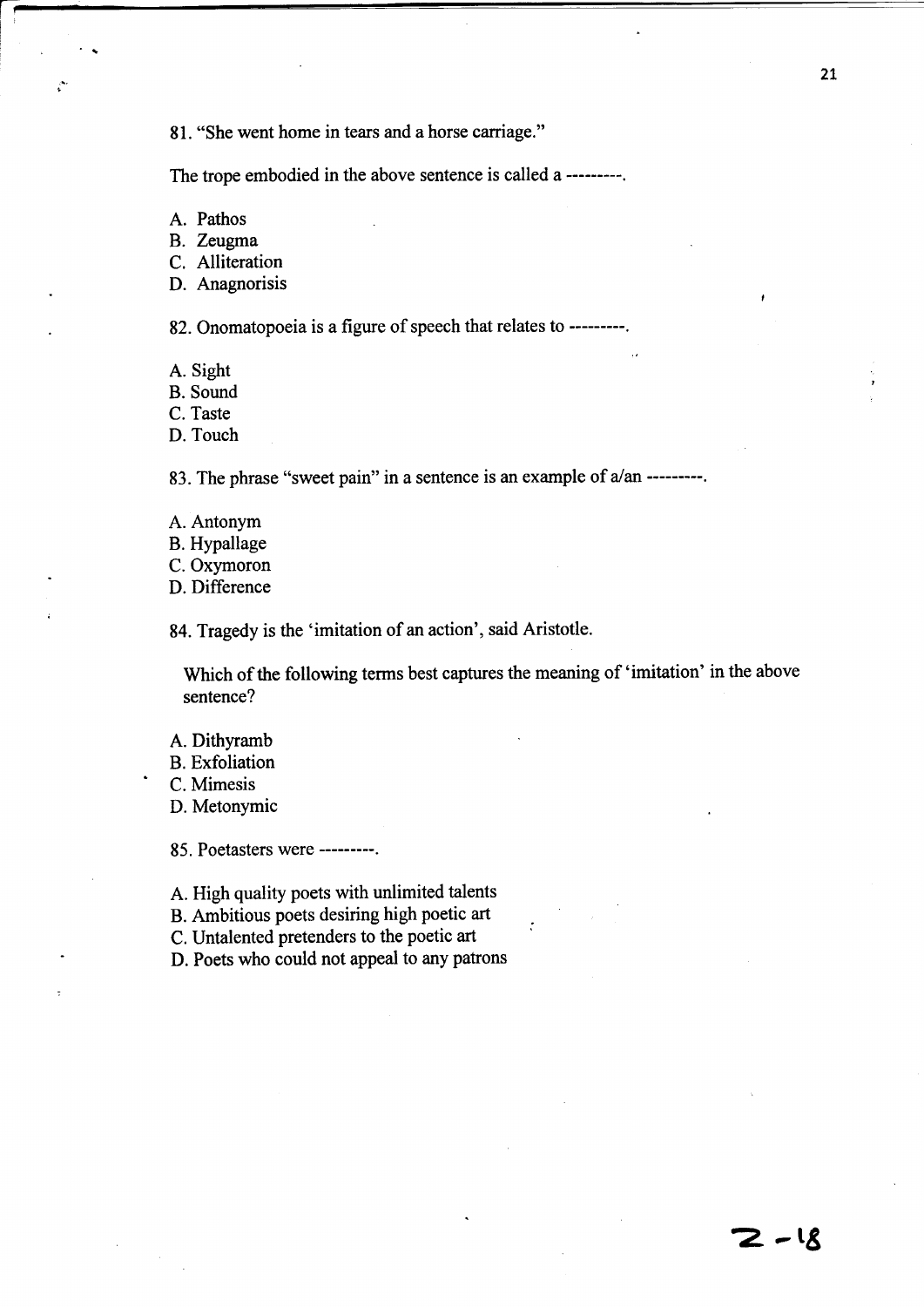81. “She went home in tears and a horse carriage.”

The trope embodied in the above sentence is called a ---------.

A. Pathos
B. Zeugma
C. Alliteration
D. Anagnorisis

82. Onomatopoeia is a figure of speech that relates to ---------.

A. Sight
B. Sound
C. Taste
D. Touch

83. The phrase “sweet pain” in a sentence is an example of a/an ---------.

A. Antonym
B. Hypallage
C. Oxymoron
D. Difference

84. Tragedy is the ‘imitation of an action’, said Aristotle.

Which of the following terms best captures the meaning of ‘imitation’ in the above sentence?

A. Dithyramb
B. Exfoliation
C. Mimesis
D. Metonymic

85. Poetasters were ---------.

A. High quality poets with unlimited talents
B. Ambitious poets desiring high poetic art
C. Untalented pretenders to the poetic art
D. Poets who could not appeal to any patrons

2 - 18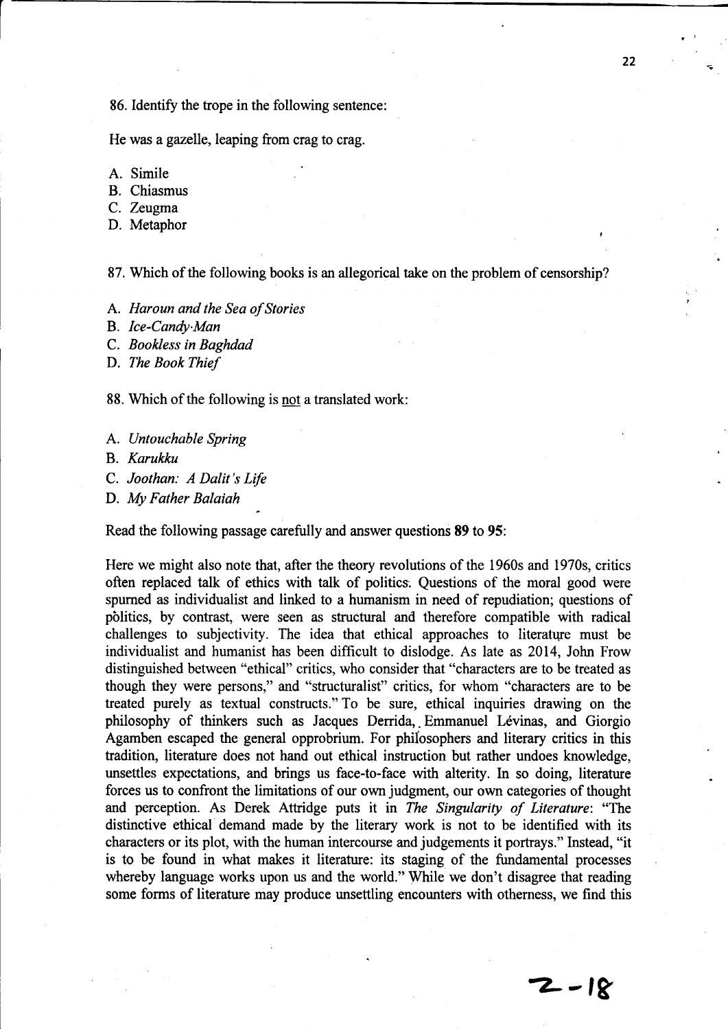86. Identify the trope in the following sentence:

He was a gazelle, leaping from crag to crag.

A. Simile
B. Chiasmus
C. Zeugma
D. Metaphor

87. Which of the following books is an allegorical take on the problem of censorship?

A. *Haroun and the Sea of Stories*
B. *Ice-Candy-Man*
C. *Bookless in Baghdad*
D. *The Book Thief*

88. Which of the following is not a translated work:

A. *Untouchable Spring*
B. *Karukku*
C. *Joothan: A Dalit's Life*
D. *My Father Balaiah*

Read the following passage carefully and answer questions **89** to **95**:

Here we might also note that, after the theory revolutions of the 1960s and 1970s, critics often replaced talk of ethics with talk of politics. Questions of the moral good were spurned as individualist and linked to a humanism in need of repudiation; questions of politics, by contrast, were seen as structural and therefore compatible with radical challenges to subjectivity. The idea that ethical approaches to literature must be individualist and humanist has been difficult to dislodge. As late as 2014, John Frow distinguished between "ethical" critics, who consider that "characters are to be treated as though they were persons," and "structuralist" critics, for whom "characters are to be treated purely as textual constructs." To be sure, ethical inquiries drawing on the philosophy of thinkers such as Jacques Derrida, Emmanuel Lévinas, and Giorgio Agamben escaped the general opprobrium. For philosophers and literary critics in this tradition, literature does not hand out ethical instruction but rather undoes knowledge, unsettles expectations, and brings us face-to-face with alterity. In so doing, literature forces us to confront the limitations of our own judgment, our own categories of thought and perception. As Derek Attridge puts it in *The Singularity of Literature*: "The distinctive ethical demand made by the literary work is not to be identified with its characters or its plot, with the human intercourse and judgements it portrays." Instead, "it is to be found in what makes it literature: its staging of the fundamental processes whereby language works upon us and the world." While we don't disagree that reading some forms of literature may produce unsettling encounters with otherness, we find this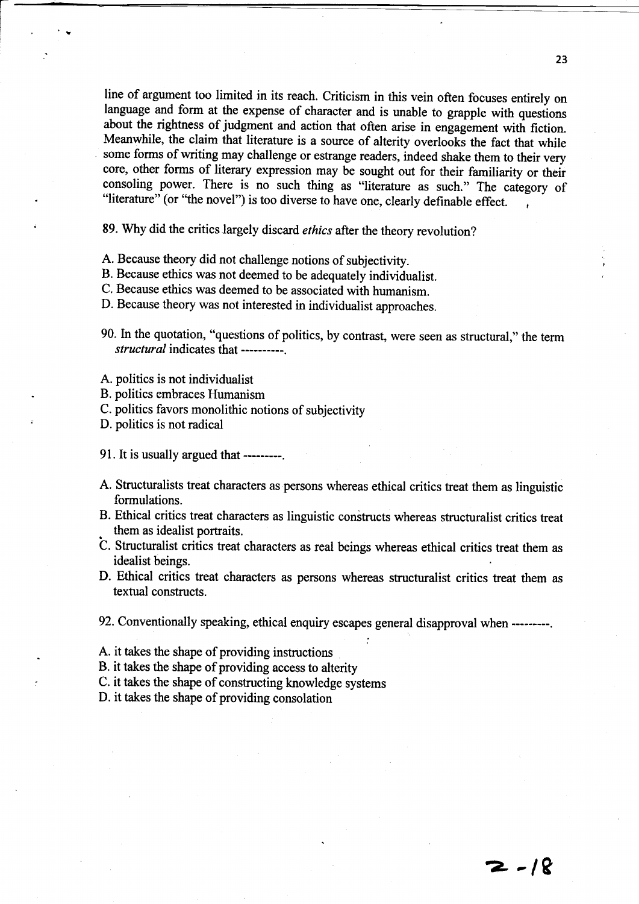line of argument too limited in its reach. Criticism in this vein often focuses entirely on language and form at the expense of character and is unable to grapple with questions about the rightness of judgment and action that often arise in engagement with fiction. Meanwhile, the claim that literature is a source of alterity overlooks the fact that while some forms of writing may challenge or estrange readers, indeed shake them to their very core, other forms of literary expression may be sought out for their familiarity or their consoling power. There is no such thing as "literature as such." The category of "literature" (or "the novel") is too diverse to have one, clearly definable effect.

89. Why did the critics largely discard *ethics* after the theory revolution?

A. Because theory did not challenge notions of subjectivity.
B. Because ethics was not deemed to be adequately individualist.
C. Because ethics was deemed to be associated with humanism.
D. Because theory was not interested in individualist approaches.

90. In the quotation, "questions of politics, by contrast, were seen as structural," the term *structural* indicates that ----------.

A. politics is not individualist
B. politics embraces Humanism
C. politics favors monolithic notions of subjectivity
D. politics is not radical

91. It is usually argued that ---------.

A. Structuralists treat characters as persons whereas ethical critics treat them as linguistic formulations.
B. Ethical critics treat characters as linguistic constructs whereas structuralist critics treat them as idealist portraits.
C. Structuralist critics treat characters as real beings whereas ethical critics treat them as idealist beings.
D. Ethical critics treat characters as persons whereas structuralist critics treat them as textual constructs.

92. Conventionally speaking, ethical enquiry escapes general disapproval when ---------.

A. it takes the shape of providing instructions
B. it takes the shape of providing access to alterity
C. it takes the shape of constructing knowledge systems
D. it takes the shape of providing consolation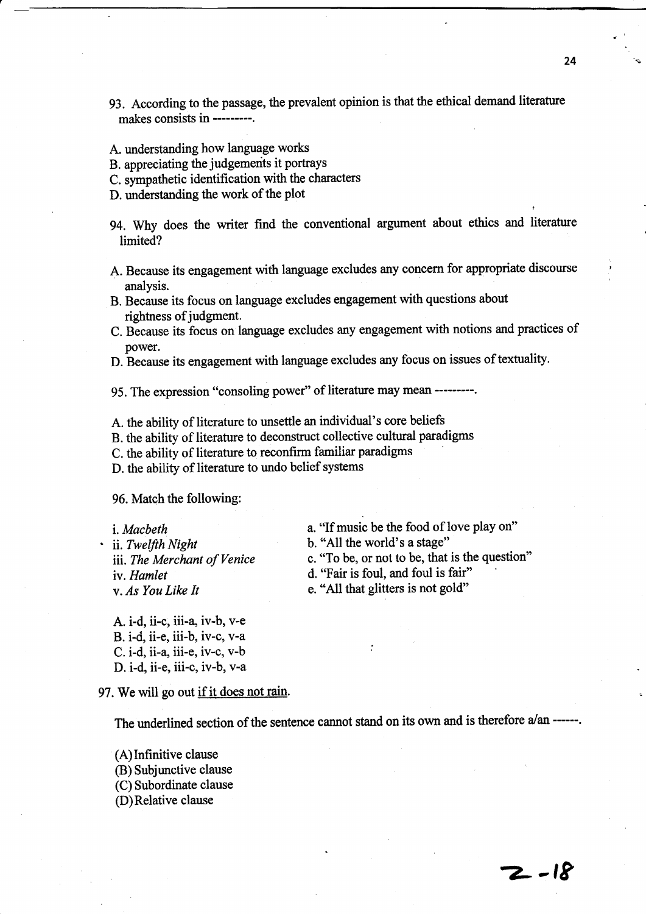93. According to the passage, the prevalent opinion is that the ethical demand literature makes consists in ---------.

A. understanding how language works
B. appreciating the judgements it portrays
C. sympathetic identification with the characters
D. understanding the work of the plot

94. Why does the writer find the conventional argument about ethics and literature limited?

A. Because its engagement with language excludes any concern for appropriate discourse analysis.
B. Because its focus on language excludes engagement with questions about rightness of judgment.
C. Because its focus on language excludes any engagement with notions and practices of power.
D. Because its engagement with language excludes any focus on issues of textuality.

95. The expression "consoling power" of literature may mean ---------.

A. the ability of literature to unsettle an individual's core beliefs
B. the ability of literature to deconstruct collective cultural paradigms
C. the ability of literature to reconfirm familiar paradigms
D. the ability of literature to undo belief systems

96. Match the following:

| | |
|---|---|
| i. *Macbeth* | a. "If music be the food of love play on" |
| ii. *Twelfth Night* | b. "All the world's a stage" |
| iii. *The Merchant of Venice* | c. "To be, or not to be, that is the question" |
| iv. *Hamlet* | d. "Fair is foul, and foul is fair" |
| v. *As You Like It* | e. "All that glitters is not gold" |

A. i-d, ii-c, iii-a, iv-b, v-e
B. i-d, ii-e, iii-b, iv-c, v-a
C. i-d, ii-a, iii-e, iv-c, v-b
D. i-d, ii-e, iii-c, iv-b, v-a

97. We will go out <u>if it does not rain</u>.

The underlined section of the sentence cannot stand on its own and is therefore a/an ------.

(A) Infinitive clause
(B) Subjunctive clause
(C) Subordinate clause
(D) Relative clause

2-18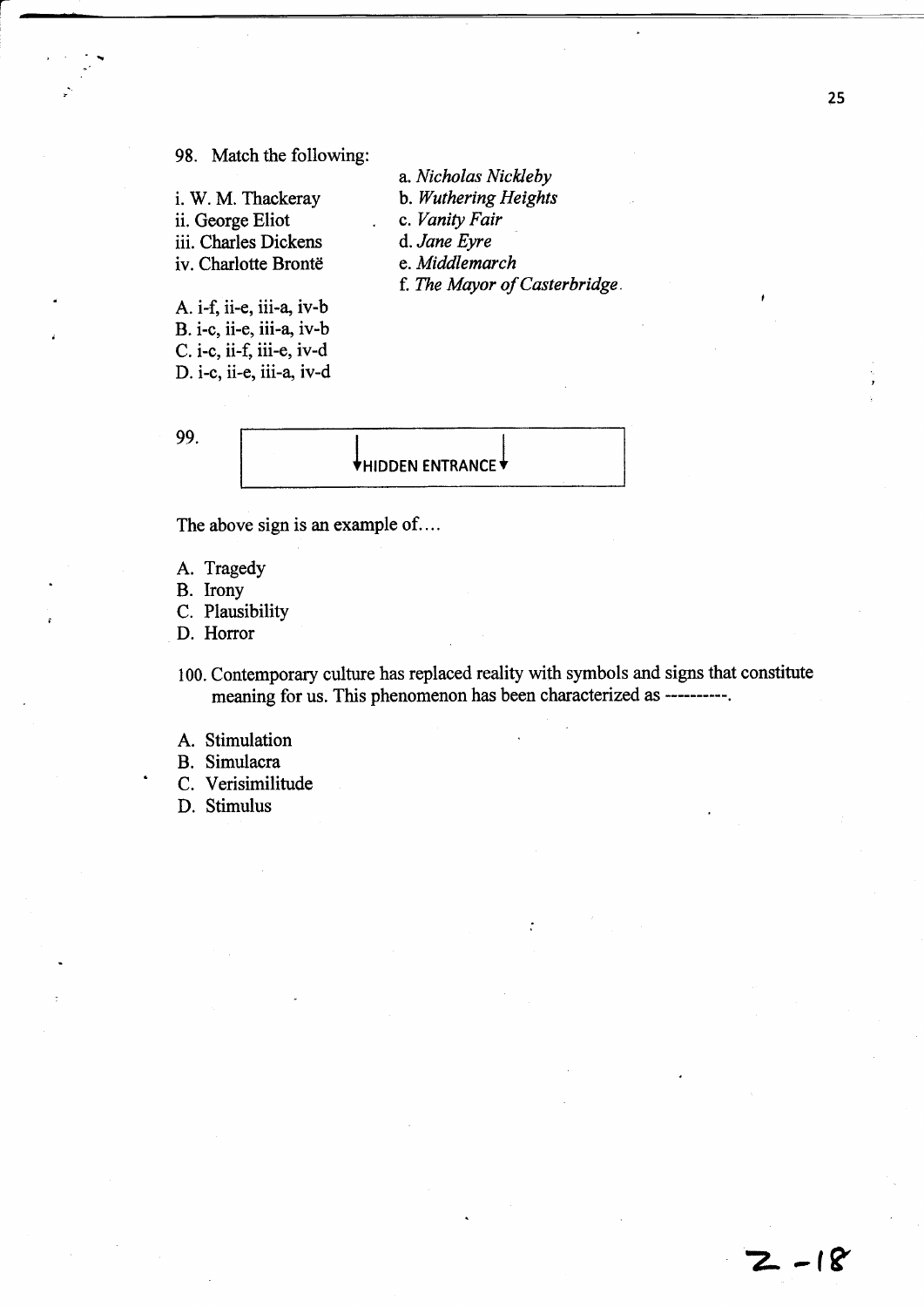98. Match the following:

i. W. M. Thackeray
ii. George Eliot
iii. Charles Dickens
iv. Charlotte Brontë

a. *Nicholas Nickleby*
b. *Wuthering Heights*
c. *Vanity Fair*
d. *Jane Eyre*
e. *Middlemarch*
f. *The Mayor of Casterbridge.*

A. i-f, ii-e, iii-a, iv-b
B. i-c, ii-e, iii-a, iv-b
C. i-c, ii-f, iii-e, iv-d
D. i-c, ii-e, iii-a, iv-d

99.

| ↓HIDDEN ENTRANCE↓ |
|---|

The above sign is an example of….

A. Tragedy
B. Irony
C. Plausibility
D. Horror

100. Contemporary culture has replaced reality with symbols and signs that constitute meaning for us. This phenomenon has been characterized as ----------.

A. Stimulation
B. Simulacra
C. Verisimilitude
D. Stimulus

Z -18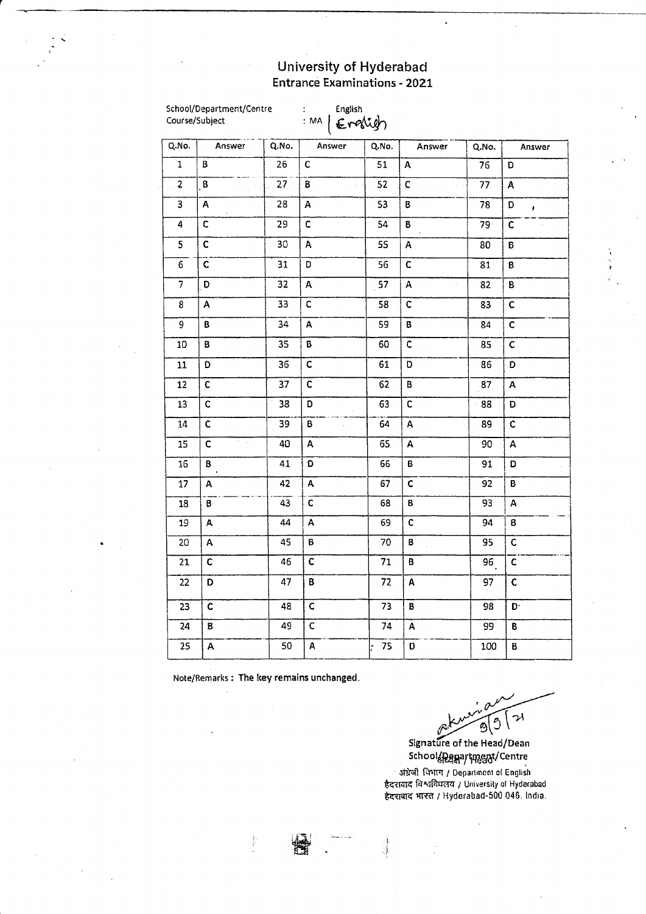# University of Hyderabad
## Entrance Examinations - 2021

School/Department/Centre : English
Course/Subject : MA | English

| Q.No. | Answer | Q.No. | Answer | Q.No. | Answer | Q.No. | Answer |
|---|---|---|---|---|---|---|---|
| 1 | B | 26 | C | 51 | A | 76 | D |
| 2 | B | 27 | B | 52 | C | 77 | A |
| 3 | A | 28 | A | 53 | B | 78 | D |
| 4 | C | 29 | C | 54 | B | 79 | C |
| 5 | C | 30 | A | 55 | A | 80 | B |
| 6 | C | 31 | D | 56 | C | 81 | B |
| 7 | D | 32 | A | 57 | A | 82 | B |
| 8 | A | 33 | C | 58 | C | 83 | C |
| 9 | B | 34 | A | 59 | B | 84 | C |
| 10 | B | 35 | B | 60 | C | 85 | C |
| 11 | D | 36 | C | 61 | D | 86 | D |
| 12 | C | 37 | C | 62 | B | 87 | A |
| 13 | C | 38 | D | 63 | C | 88 | D |
| 14 | C | 39 | B | 64 | A | 89 | C |
| 15 | C | 40 | A | 65 | A | 90 | A |
| 16 | B | 41 | D | 66 | B | 91 | D |
| 17 | A | 42 | A | 67 | C | 92 | B |
| 18 | B | 43 | C | 68 | B | 93 | A |
| 19 | A | 44 | A | 69 | C | 94 | B |
| 20 | A | 45 | B | 70 | B | 95 | C |
| 21 | C | 46 | C | 71 | B | 96 | C |
| 22 | D | 47 | B | 72 | A | 97 | C |
| 23 | C | 48 | C | 73 | B | 98 | D |
| 24 | B | 49 | C | 74 | A | 99 | B |
| 25 | A | 50 | A | 75 | D | 100 | B |

Note/Remarks : The key remains unchanged.

9/9/21

Signature of the Head/Dean
School/Department/Centre

अंग्रेजी विभाग / Department of English
हैदराबाद विश्वविद्यालय / University of Hyderabad
हैदराबाद भारत / Hyderabad-500 046. India.